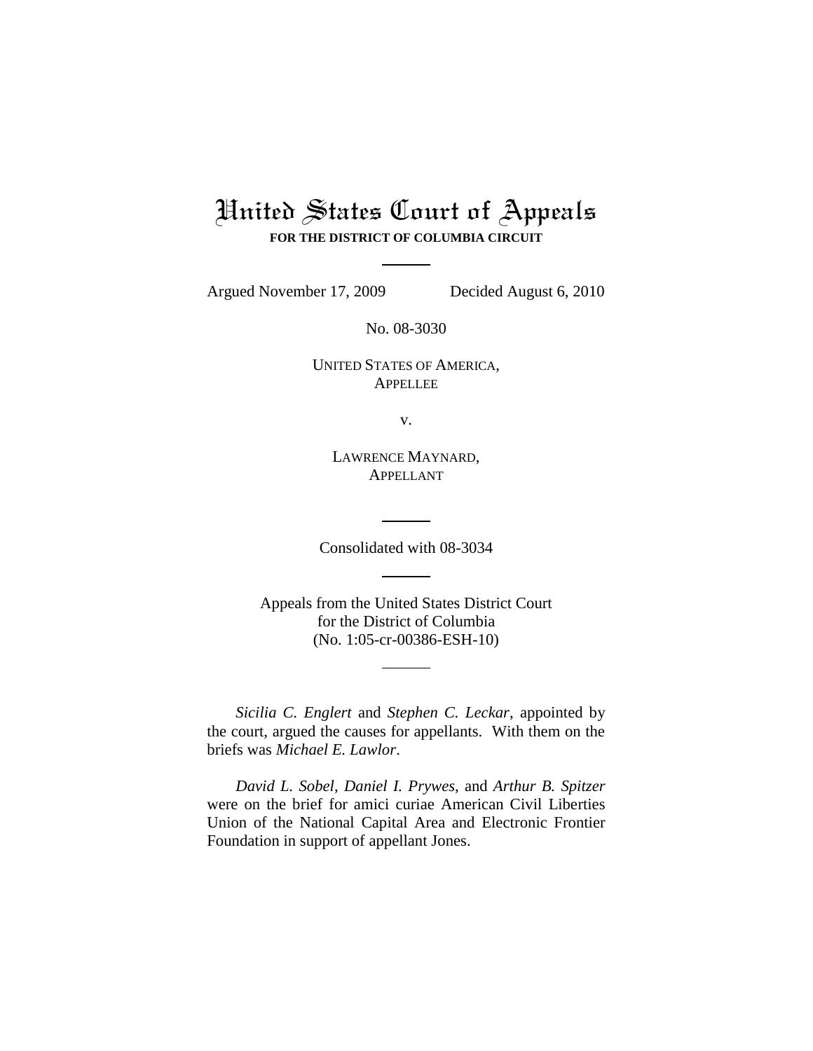# United States Court of Appeals

**FOR THE DISTRICT OF COLUMBIA CIRCUIT**

---

Argued November 17, 2009 Decided August 6, 2010

No. 08-3030

UNITED STATES OF AMERICA,
APPELLEE

v.

LAWRENCE MAYNARD,
APPELLANT

---

Consolidated with 08-3034

---

Appeals from the United States District Court
for the District of Columbia
(No. 1:05-cr-00386-ESH-10)

---

*Sicilia C. Englert* and *Stephen C. Leckar*, appointed by the court, argued the causes for appellants. With them on the briefs was *Michael E. Lawlor*.

*David L. Sobel*, *Daniel I. Prywes*, and *Arthur B. Spitzer* were on the brief for amici curiae American Civil Liberties Union of the National Capital Area and Electronic Frontier Foundation in support of appellant Jones.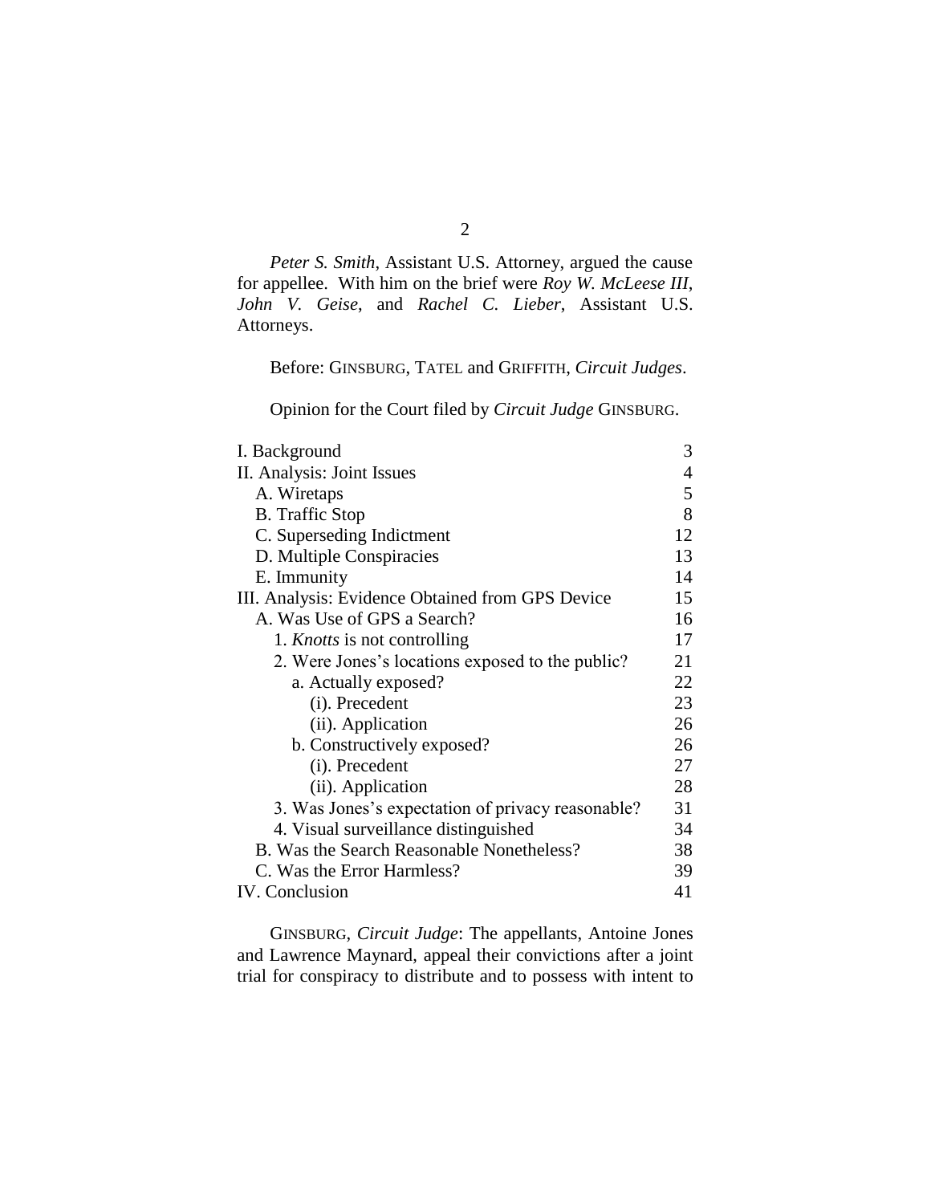*Peter S. Smith*, Assistant U.S. Attorney, argued the cause for appellee. With him on the brief were *Roy W. McLeese III*, *John V. Geise*, and *Rachel C. Lieber*, Assistant U.S. Attorneys.

Before: GINSBURG, TATEL and GRIFFITH, *Circuit Judges*.

Opinion for the Court filed by *Circuit Judge* GINSBURG.

| | |
|---|---|
| I. Background | 3 |
| II. Analysis: Joint Issues | 4 |
| A. Wiretaps | 5 |
| B. Traffic Stop | 8 |
| C. Superseding Indictment | 12 |
| D. Multiple Conspiracies | 13 |
| E. Immunity | 14 |
| III. Analysis: Evidence Obtained from GPS Device | 15 |
| A. Was Use of GPS a Search? | 16 |
| 1. *Knotts* is not controlling | 17 |
| 2. Were Jones's locations exposed to the public? | 21 |
| a. Actually exposed? | 22 |
| (i). Precedent | 23 |
| (ii). Application | 26 |
| b. Constructively exposed? | 26 |
| (i). Precedent | 27 |
| (ii). Application | 28 |
| 3. Was Jones's expectation of privacy reasonable? | 31 |
| 4. Visual surveillance distinguished | 34 |
| B. Was the Search Reasonable Nonetheless? | 38 |
| C. Was the Error Harmless? | 39 |
| IV. Conclusion | 41 |

GINSBURG, *Circuit Judge*: The appellants, Antoine Jones and Lawrence Maynard, appeal their convictions after a joint trial for conspiracy to distribute and to possess with intent to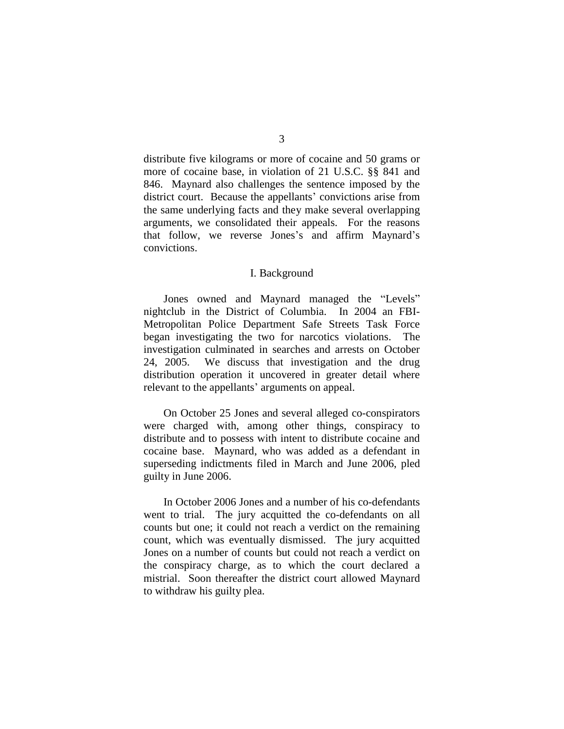distribute five kilograms or more of cocaine and 50 grams or more of cocaine base, in violation of 21 U.S.C. §§ 841 and 846. Maynard also challenges the sentence imposed by the district court. Because the appellants' convictions arise from the same underlying facts and they make several overlapping arguments, we consolidated their appeals. For the reasons that follow, we reverse Jones's and affirm Maynard's convictions.

## I. Background

Jones owned and Maynard managed the "Levels" nightclub in the District of Columbia. In 2004 an FBI-Metropolitan Police Department Safe Streets Task Force began investigating the two for narcotics violations. The investigation culminated in searches and arrests on October 24, 2005. We discuss that investigation and the drug distribution operation it uncovered in greater detail where relevant to the appellants' arguments on appeal.

On October 25 Jones and several alleged co-conspirators were charged with, among other things, conspiracy to distribute and to possess with intent to distribute cocaine and cocaine base. Maynard, who was added as a defendant in superseding indictments filed in March and June 2006, pled guilty in June 2006.

In October 2006 Jones and a number of his co-defendants went to trial. The jury acquitted the co-defendants on all counts but one; it could not reach a verdict on the remaining count, which was eventually dismissed. The jury acquitted Jones on a number of counts but could not reach a verdict on the conspiracy charge, as to which the court declared a mistrial. Soon thereafter the district court allowed Maynard to withdraw his guilty plea.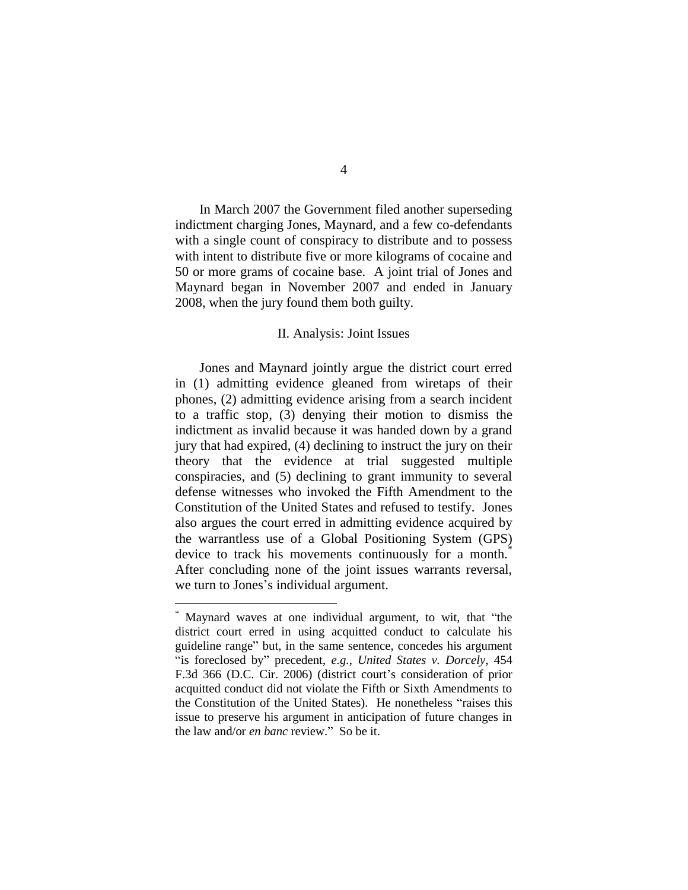In March 2007 the Government filed another superseding indictment charging Jones, Maynard, and a few co-defendants with a single count of conspiracy to distribute and to possess with intent to distribute five or more kilograms of cocaine and 50 or more grams of cocaine base. A joint trial of Jones and Maynard began in November 2007 and ended in January 2008, when the jury found them both guilty.

## II. Analysis: Joint Issues

Jones and Maynard jointly argue the district court erred in (1) admitting evidence gleaned from wiretaps of their phones, (2) admitting evidence arising from a search incident to a traffic stop, (3) denying their motion to dismiss the indictment as invalid because it was handed down by a grand jury that had expired, (4) declining to instruct the jury on their theory that the evidence at trial suggested multiple conspiracies, and (5) declining to grant immunity to several defense witnesses who invoked the Fifth Amendment to the Constitution of the United States and refused to testify. Jones also argues the court erred in admitting evidence acquired by the warrantless use of a Global Positioning System (GPS) device to track his movements continuously for a month.[*] After concluding none of the joint issues warrants reversal, we turn to Jones's individual argument.

---

[*] Maynard waves at one individual argument, to wit, that "the district court erred in using acquitted conduct to calculate his guideline range" but, in the same sentence, concedes his argument "is foreclosed by" precedent, *e.g.*, *United States v. Dorcely*, 454 F.3d 366 (D.C. Cir. 2006) (district court's consideration of prior acquitted conduct did not violate the Fifth or Sixth Amendments to the Constitution of the United States). He nonetheless "raises this issue to preserve his argument in anticipation of future changes in the law and/or *en banc* review." So be it.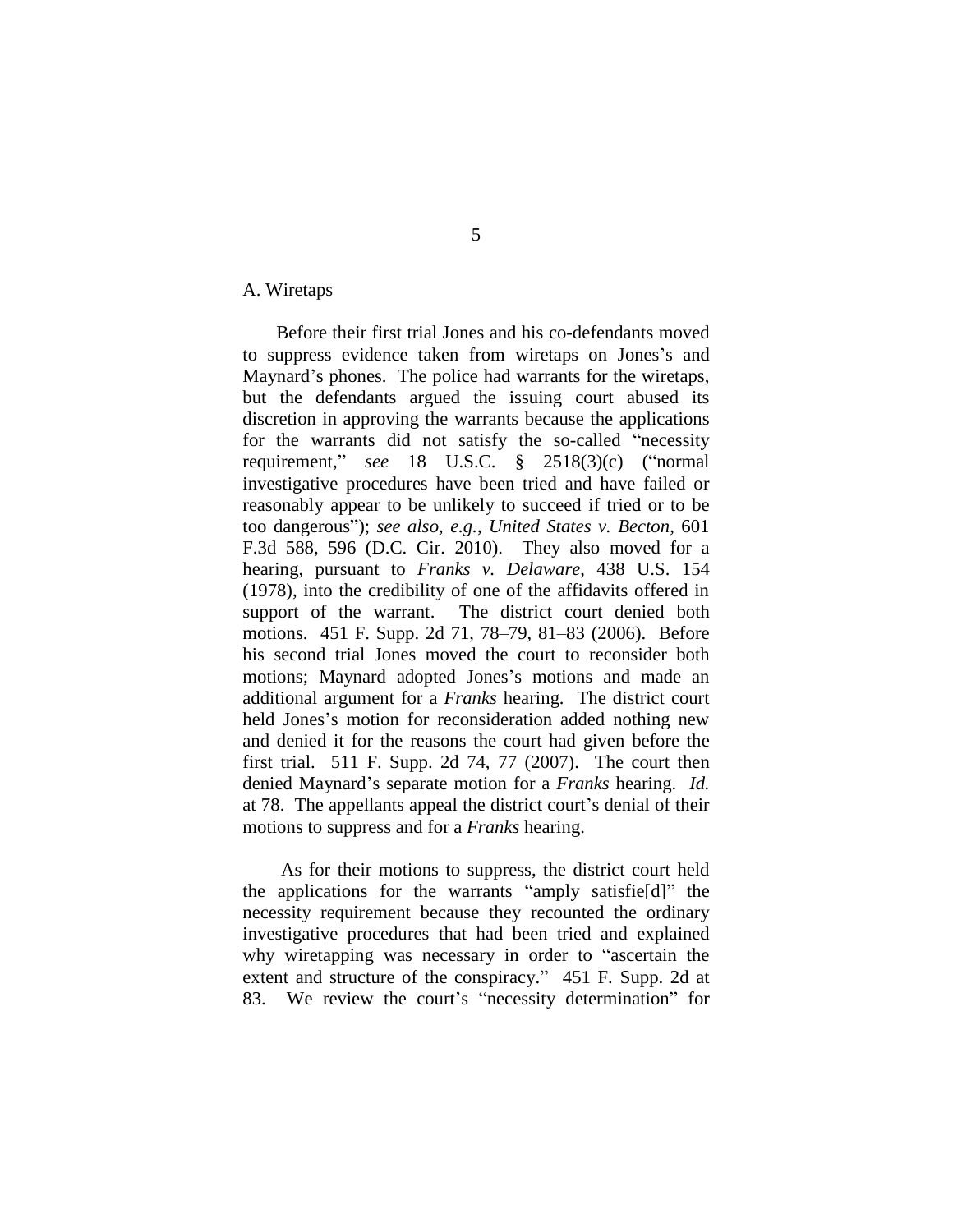A. Wiretaps

Before their first trial Jones and his co-defendants moved to suppress evidence taken from wiretaps on Jones's and Maynard's phones. The police had warrants for the wiretaps, but the defendants argued the issuing court abused its discretion in approving the warrants because the applications for the warrants did not satisfy the so-called "necessity requirement," *see* 18 U.S.C. § 2518(3)(c) ("normal investigative procedures have been tried and have failed or reasonably appear to be unlikely to succeed if tried or to be too dangerous"); *see also, e.g.*, *United States v. Becton*, 601 F.3d 588, 596 (D.C. Cir. 2010). They also moved for a hearing, pursuant to *Franks v. Delaware*, 438 U.S. 154 (1978), into the credibility of one of the affidavits offered in support of the warrant. The district court denied both motions. 451 F. Supp. 2d 71, 78–79, 81–83 (2006). Before his second trial Jones moved the court to reconsider both motions; Maynard adopted Jones's motions and made an additional argument for a *Franks* hearing. The district court held Jones's motion for reconsideration added nothing new and denied it for the reasons the court had given before the first trial. 511 F. Supp. 2d 74, 77 (2007). The court then denied Maynard's separate motion for a *Franks* hearing. *Id.* at 78. The appellants appeal the district court's denial of their motions to suppress and for a *Franks* hearing.

As for their motions to suppress, the district court held the applications for the warrants "amply satisfie[d]" the necessity requirement because they recounted the ordinary investigative procedures that had been tried and explained why wiretapping was necessary in order to "ascertain the extent and structure of the conspiracy." 451 F. Supp. 2d at 83. We review the court's "necessity determination" for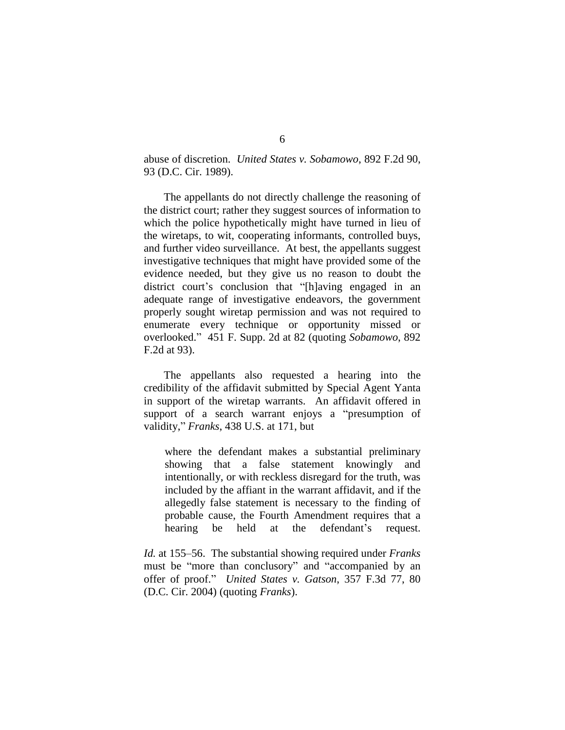abuse of discretion. *United States v. Sobamowo*, 892 F.2d 90, 93 (D.C. Cir. 1989).

The appellants do not directly challenge the reasoning of the district court; rather they suggest sources of information to which the police hypothetically might have turned in lieu of the wiretaps, to wit, cooperating informants, controlled buys, and further video surveillance. At best, the appellants suggest investigative techniques that might have provided some of the evidence needed, but they give us no reason to doubt the district court's conclusion that "[h]aving engaged in an adequate range of investigative endeavors, the government properly sought wiretap permission and was not required to enumerate every technique or opportunity missed or overlooked." 451 F. Supp. 2d at 82 (quoting *Sobamowo*, 892 F.2d at 93).

The appellants also requested a hearing into the credibility of the affidavit submitted by Special Agent Yanta in support of the wiretap warrants. An affidavit offered in support of a search warrant enjoys a "presumption of validity," *Franks*, 438 U.S. at 171, but

> where the defendant makes a substantial preliminary showing that a false statement knowingly and intentionally, or with reckless disregard for the truth, was included by the affiant in the warrant affidavit, and if the allegedly false statement is necessary to the finding of probable cause, the Fourth Amendment requires that a hearing be held at the defendant's request.

*Id.* at 155–56. The substantial showing required under *Franks* must be "more than conclusory" and "accompanied by an offer of proof." *United States v. Gatson*, 357 F.3d 77, 80 (D.C. Cir. 2004) (quoting *Franks*).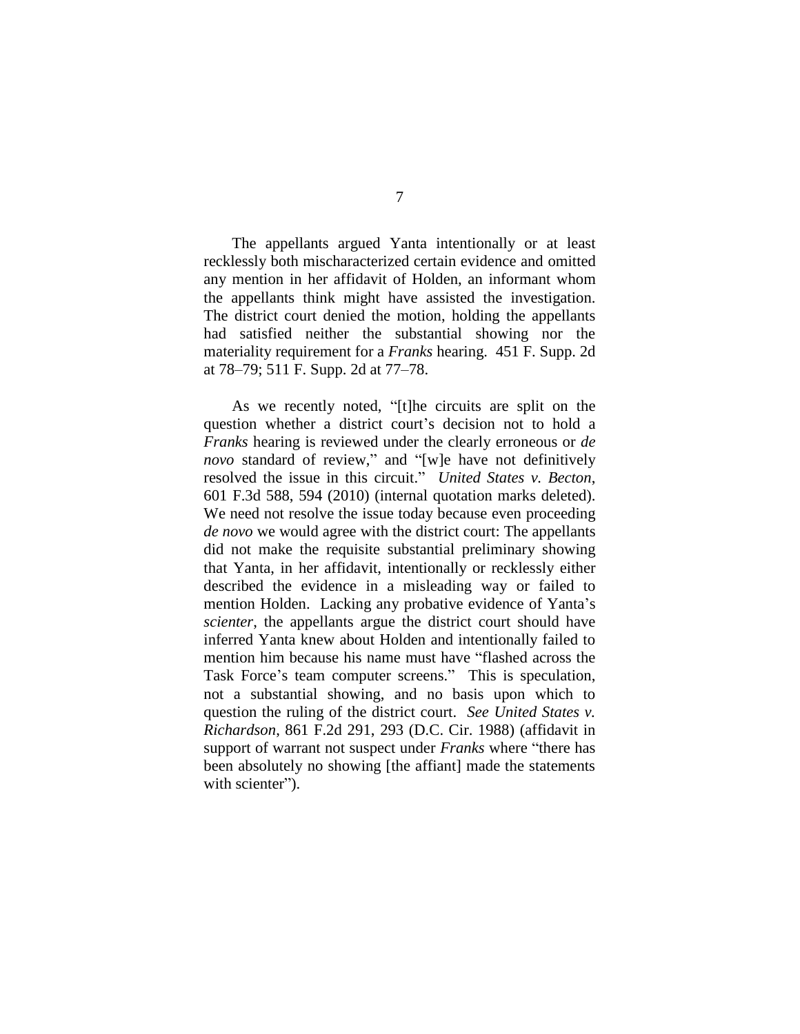The appellants argued Yanta intentionally or at least recklessly both mischaracterized certain evidence and omitted any mention in her affidavit of Holden, an informant whom the appellants think might have assisted the investigation. The district court denied the motion, holding the appellants had satisfied neither the substantial showing nor the materiality requirement for a *Franks* hearing. 451 F. Supp. 2d at 78–79; 511 F. Supp. 2d at 77–78.

As we recently noted, "[t]he circuits are split on the question whether a district court's decision not to hold a *Franks* hearing is reviewed under the clearly erroneous or *de novo* standard of review," and "[w]e have not definitively resolved the issue in this circuit." *United States v. Becton*, 601 F.3d 588, 594 (2010) (internal quotation marks deleted). We need not resolve the issue today because even proceeding *de novo* we would agree with the district court: The appellants did not make the requisite substantial preliminary showing that Yanta, in her affidavit, intentionally or recklessly either described the evidence in a misleading way or failed to mention Holden. Lacking any probative evidence of Yanta's *scienter*, the appellants argue the district court should have inferred Yanta knew about Holden and intentionally failed to mention him because his name must have "flashed across the Task Force's team computer screens." This is speculation, not a substantial showing, and no basis upon which to question the ruling of the district court. *See United States v. Richardson*, 861 F.2d 291, 293 (D.C. Cir. 1988) (affidavit in support of warrant not suspect under *Franks* where "there has been absolutely no showing [the affiant] made the statements with scienter").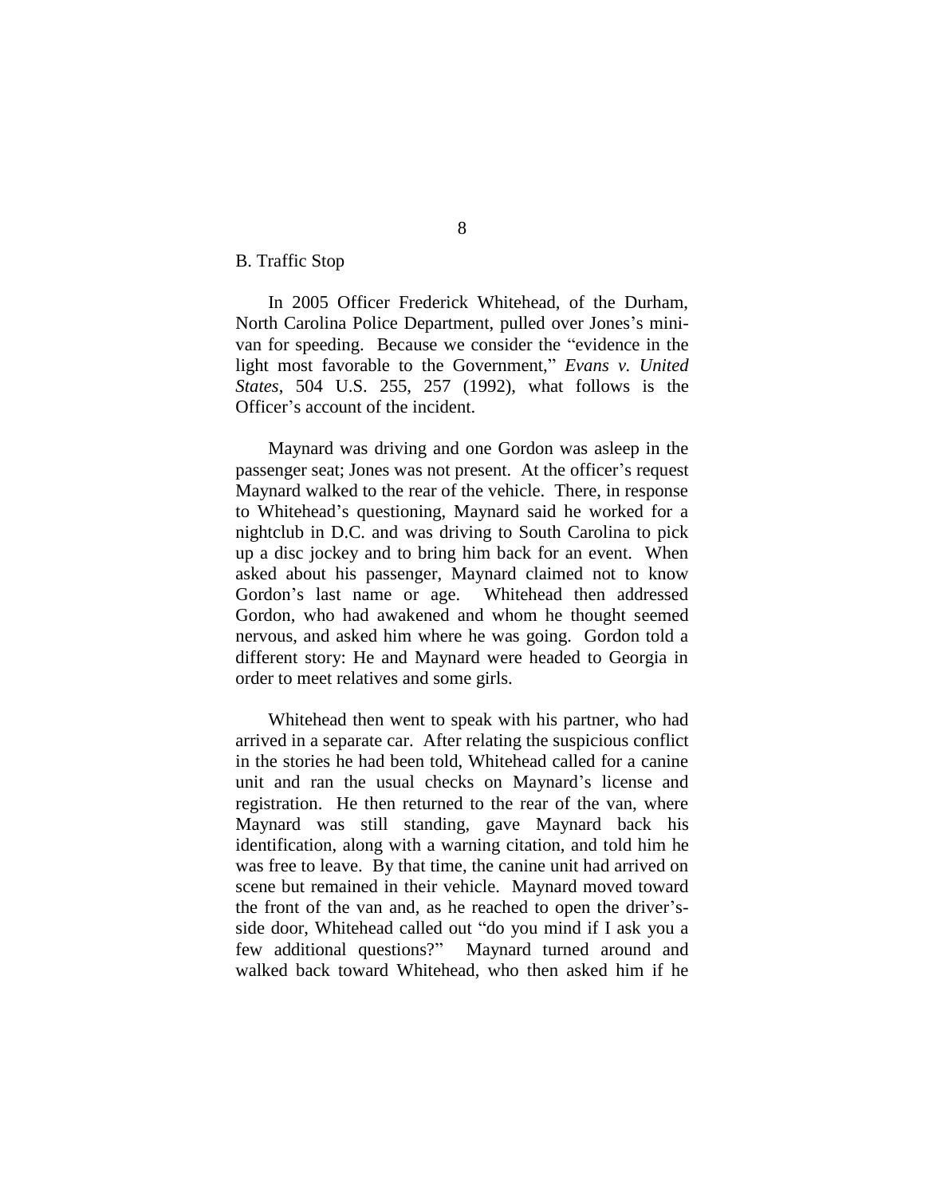B. Traffic Stop

In 2005 Officer Frederick Whitehead, of the Durham, North Carolina Police Department, pulled over Jones's minivan for speeding. Because we consider the "evidence in the light most favorable to the Government," *Evans v. United States*, 504 U.S. 255, 257 (1992), what follows is the Officer's account of the incident.

Maynard was driving and one Gordon was asleep in the passenger seat; Jones was not present. At the officer's request Maynard walked to the rear of the vehicle. There, in response to Whitehead's questioning, Maynard said he worked for a nightclub in D.C. and was driving to South Carolina to pick up a disc jockey and to bring him back for an event. When asked about his passenger, Maynard claimed not to know Gordon's last name or age. Whitehead then addressed Gordon, who had awakened and whom he thought seemed nervous, and asked him where he was going. Gordon told a different story: He and Maynard were headed to Georgia in order to meet relatives and some girls.

Whitehead then went to speak with his partner, who had arrived in a separate car. After relating the suspicious conflict in the stories he had been told, Whitehead called for a canine unit and ran the usual checks on Maynard's license and registration. He then returned to the rear of the van, where Maynard was still standing, gave Maynard back his identification, along with a warning citation, and told him he was free to leave. By that time, the canine unit had arrived on scene but remained in their vehicle. Maynard moved toward the front of the van and, as he reached to open the driver's-side door, Whitehead called out "do you mind if I ask you a few additional questions?" Maynard turned around and walked back toward Whitehead, who then asked him if he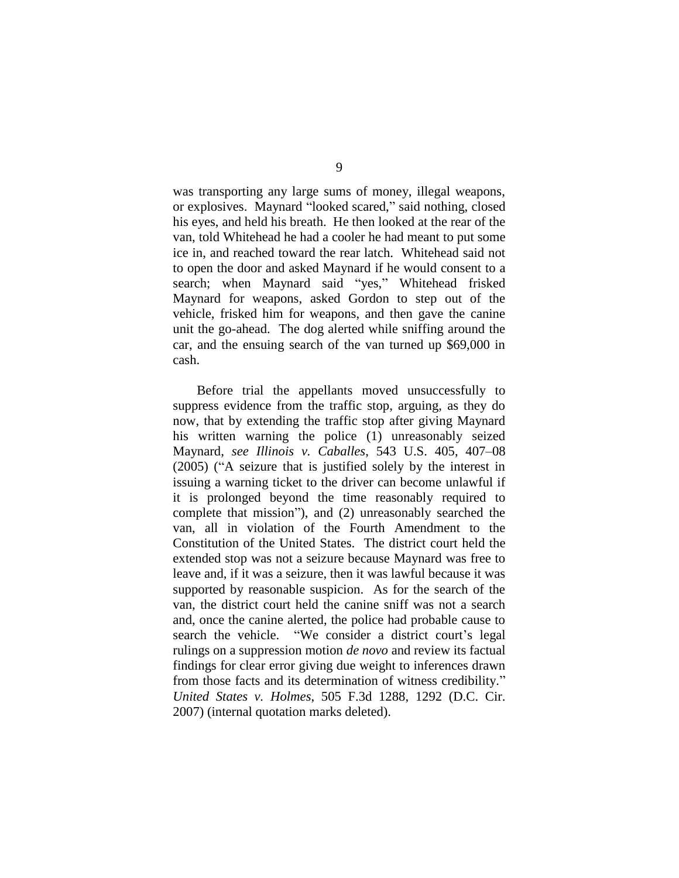was transporting any large sums of money, illegal weapons, or explosives. Maynard "looked scared," said nothing, closed his eyes, and held his breath. He then looked at the rear of the van, told Whitehead he had a cooler he had meant to put some ice in, and reached toward the rear latch. Whitehead said not to open the door and asked Maynard if he would consent to a search; when Maynard said "yes," Whitehead frisked Maynard for weapons, asked Gordon to step out of the vehicle, frisked him for weapons, and then gave the canine unit the go-ahead. The dog alerted while sniffing around the car, and the ensuing search of the van turned up $69,000 in cash.

Before trial the appellants moved unsuccessfully to suppress evidence from the traffic stop, arguing, as they do now, that by extending the traffic stop after giving Maynard his written warning the police (1) unreasonably seized Maynard, *see Illinois v. Caballes*, 543 U.S. 405, 407–08 (2005) ("A seizure that is justified solely by the interest in issuing a warning ticket to the driver can become unlawful if it is prolonged beyond the time reasonably required to complete that mission"), and (2) unreasonably searched the van, all in violation of the Fourth Amendment to the Constitution of the United States. The district court held the extended stop was not a seizure because Maynard was free to leave and, if it was a seizure, then it was lawful because it was supported by reasonable suspicion. As for the search of the van, the district court held the canine sniff was not a search and, once the canine alerted, the police had probable cause to search the vehicle. "We consider a district court's legal rulings on a suppression motion *de novo* and review its factual findings for clear error giving due weight to inferences drawn from those facts and its determination of witness credibility." *United States v. Holmes*, 505 F.3d 1288, 1292 (D.C. Cir. 2007) (internal quotation marks deleted).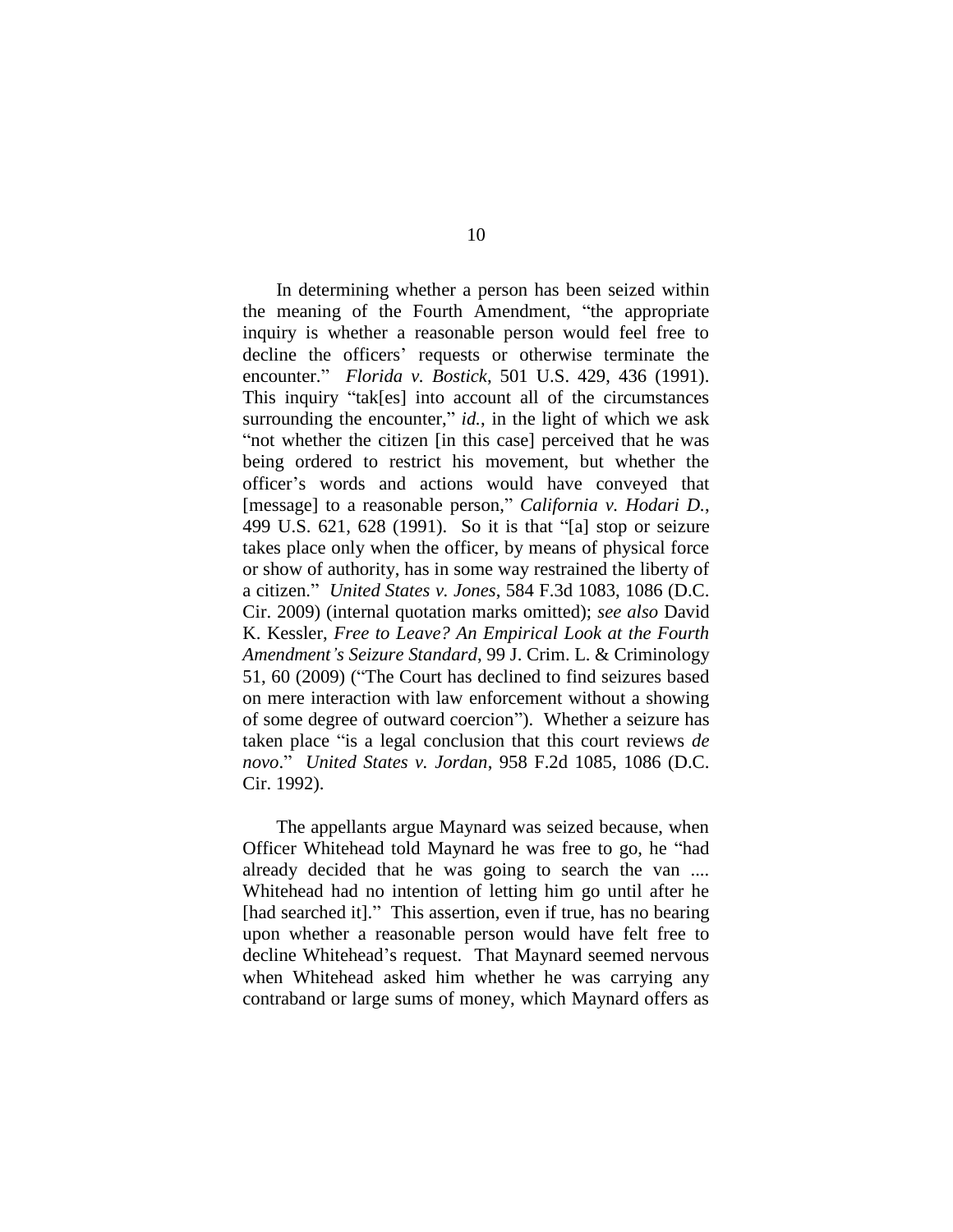In determining whether a person has been seized within the meaning of the Fourth Amendment, "the appropriate inquiry is whether a reasonable person would feel free to decline the officers' requests or otherwise terminate the encounter." *Florida v. Bostick*, 501 U.S. 429, 436 (1991). This inquiry "tak[es] into account all of the circumstances surrounding the encounter," *id.*, in the light of which we ask "not whether the citizen [in this case] perceived that he was being ordered to restrict his movement, but whether the officer's words and actions would have conveyed that [message] to a reasonable person," *California v. Hodari D.*, 499 U.S. 621, 628 (1991). So it is that "[a] stop or seizure takes place only when the officer, by means of physical force or show of authority, has in some way restrained the liberty of a citizen." *United States v. Jones*, 584 F.3d 1083, 1086 (D.C. Cir. 2009) (internal quotation marks omitted); *see also* David K. Kessler, *Free to Leave? An Empirical Look at the Fourth Amendment's Seizure Standard*, 99 J. Crim. L. & Criminology 51, 60 (2009) ("The Court has declined to find seizures based on mere interaction with law enforcement without a showing of some degree of outward coercion"). Whether a seizure has taken place "is a legal conclusion that this court reviews *de novo*." *United States v. Jordan*, 958 F.2d 1085, 1086 (D.C. Cir. 1992).

The appellants argue Maynard was seized because, when Officer Whitehead told Maynard he was free to go, he "had already decided that he was going to search the van .... Whitehead had no intention of letting him go until after he [had searched it]." This assertion, even if true, has no bearing upon whether a reasonable person would have felt free to decline Whitehead's request. That Maynard seemed nervous when Whitehead asked him whether he was carrying any contraband or large sums of money, which Maynard offers as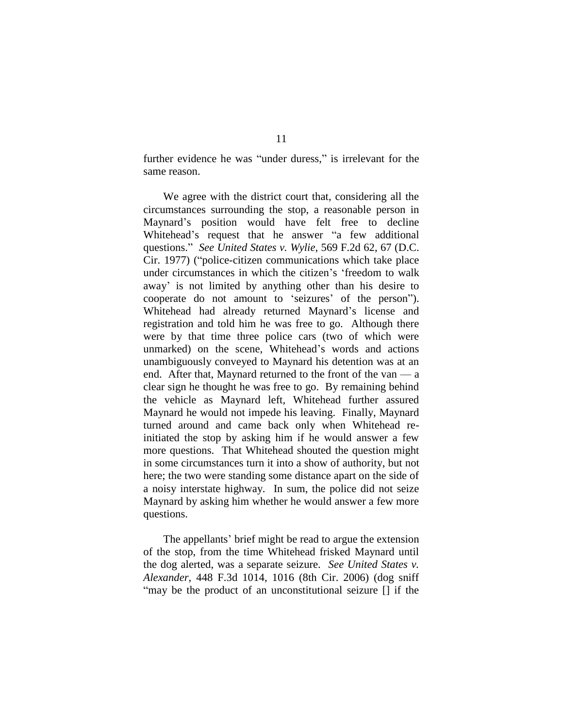further evidence he was "under duress," is irrelevant for the same reason.

We agree with the district court that, considering all the circumstances surrounding the stop, a reasonable person in Maynard's position would have felt free to decline Whitehead's request that he answer "a few additional questions." *See United States v. Wylie*, 569 F.2d 62, 67 (D.C. Cir. 1977) ("police-citizen communications which take place under circumstances in which the citizen's 'freedom to walk away' is not limited by anything other than his desire to cooperate do not amount to 'seizures' of the person"). Whitehead had already returned Maynard's license and registration and told him he was free to go. Although there were by that time three police cars (two of which were unmarked) on the scene, Whitehead's words and actions unambiguously conveyed to Maynard his detention was at an end. After that, Maynard returned to the front of the van — a clear sign he thought he was free to go. By remaining behind the vehicle as Maynard left, Whitehead further assured Maynard he would not impede his leaving. Finally, Maynard turned around and came back only when Whitehead re-initiated the stop by asking him if he would answer a few more questions. That Whitehead shouted the question might in some circumstances turn it into a show of authority, but not here; the two were standing some distance apart on the side of a noisy interstate highway. In sum, the police did not seize Maynard by asking him whether he would answer a few more questions.

The appellants' brief might be read to argue the extension of the stop, from the time Whitehead frisked Maynard until the dog alerted, was a separate seizure. *See United States v. Alexander*, 448 F.3d 1014, 1016 (8th Cir. 2006) (dog sniff "may be the product of an unconstitutional seizure [] if the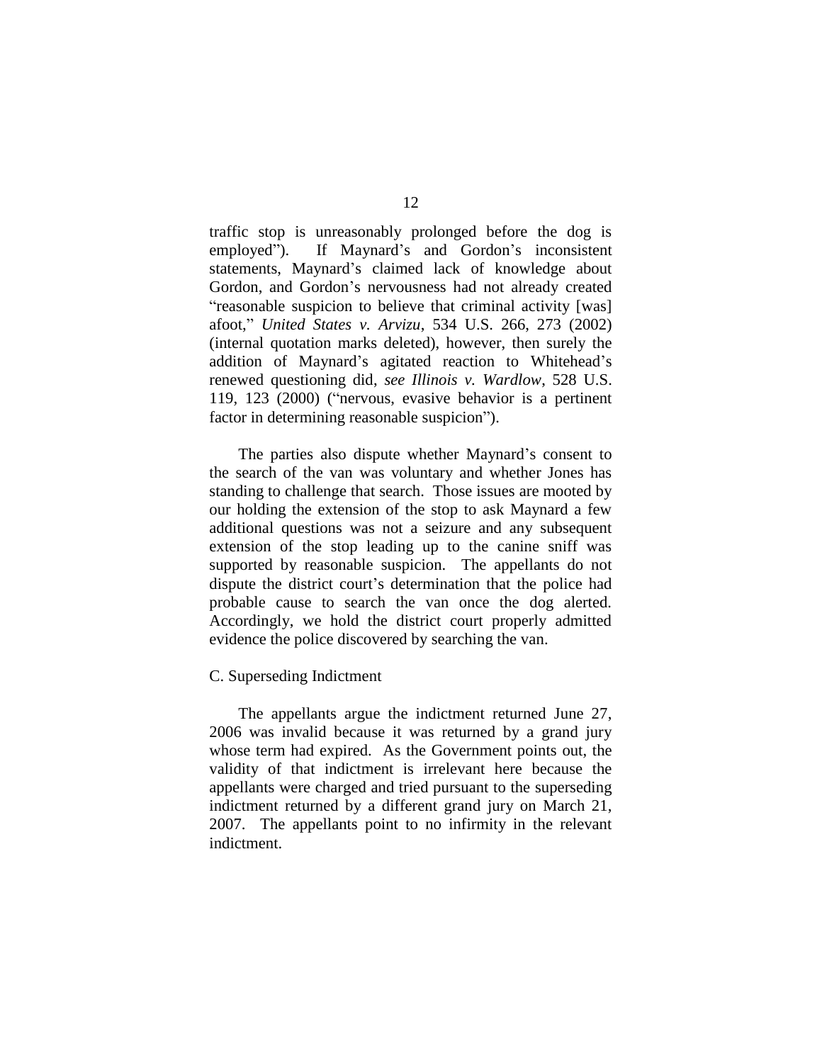traffic stop is unreasonably prolonged before the dog is employed"). If Maynard's and Gordon's inconsistent statements, Maynard's claimed lack of knowledge about Gordon, and Gordon's nervousness had not already created "reasonable suspicion to believe that criminal activity [was] afoot," *United States v. Arvizu*, 534 U.S. 266, 273 (2002) (internal quotation marks deleted), however, then surely the addition of Maynard's agitated reaction to Whitehead's renewed questioning did, *see Illinois v. Wardlow*, 528 U.S. 119, 123 (2000) ("nervous, evasive behavior is a pertinent factor in determining reasonable suspicion").

The parties also dispute whether Maynard's consent to the search of the van was voluntary and whether Jones has standing to challenge that search. Those issues are mooted by our holding the extension of the stop to ask Maynard a few additional questions was not a seizure and any subsequent extension of the stop leading up to the canine sniff was supported by reasonable suspicion. The appellants do not dispute the district court's determination that the police had probable cause to search the van once the dog alerted. Accordingly, we hold the district court properly admitted evidence the police discovered by searching the van.

C. Superseding Indictment

The appellants argue the indictment returned June 27, 2006 was invalid because it was returned by a grand jury whose term had expired. As the Government points out, the validity of that indictment is irrelevant here because the appellants were charged and tried pursuant to the superseding indictment returned by a different grand jury on March 21, 2007. The appellants point to no infirmity in the relevant indictment.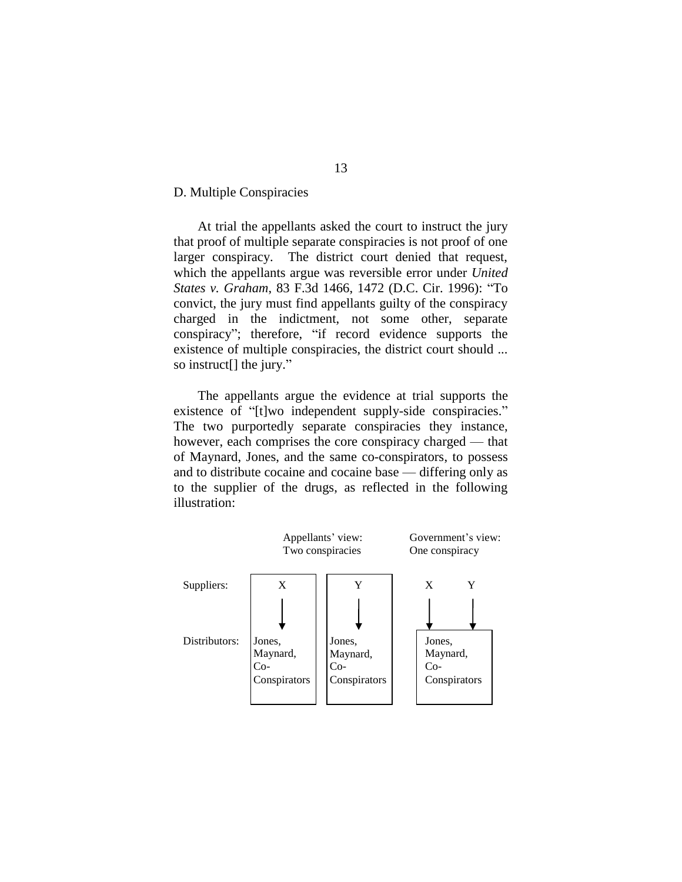D. Multiple Conspiracies

At trial the appellants asked the court to instruct the jury that proof of multiple separate conspiracies is not proof of one larger conspiracy. The district court denied that request, which the appellants argue was reversible error under *United States v. Graham*, 83 F.3d 1466, 1472 (D.C. Cir. 1996): "To convict, the jury must find appellants guilty of the conspiracy charged in the indictment, not some other, separate conspiracy"; therefore, "if record evidence supports the existence of multiple conspiracies, the district court should ... so instruct[] the jury."

The appellants argue the evidence at trial supports the existence of "[t]wo independent supply-side conspiracies." The two purportedly separate conspiracies they instance, however, each comprises the core conspiracy charged — that of Maynard, Jones, and the same co-conspirators, to possess and to distribute cocaine and cocaine base — differing only as to the supplier of the drugs, as reflected in the following illustration:

| | Appellants' view: Two conspiracies | | Government's view: One conspiracy |
|---|---|---|---|
| Suppliers: | X | Y | X Y |
| | ↓ | ↓ | ↓ ↓ |
| Distributors: | Jones, Maynard, Co-Conspirators | Jones, Maynard, Co-Conspirators | Jones, Maynard, Co-Conspirators |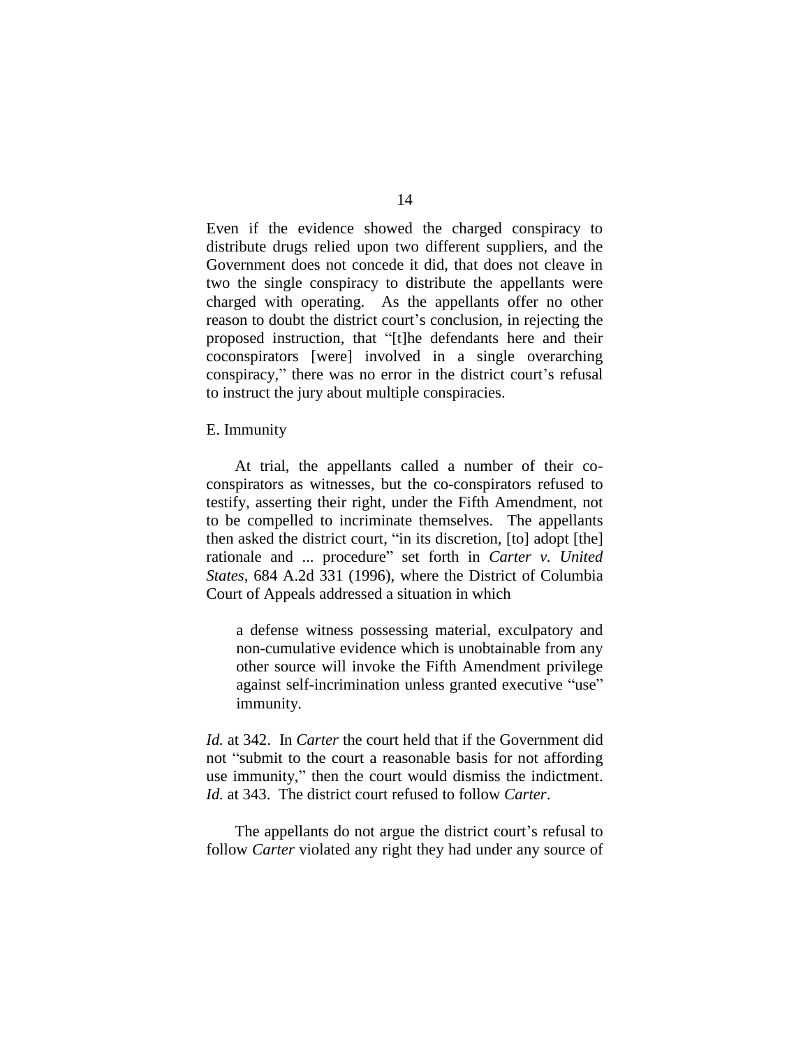Even if the evidence showed the charged conspiracy to distribute drugs relied upon two different suppliers, and the Government does not concede it did, that does not cleave in two the single conspiracy to distribute the appellants were charged with operating. As the appellants offer no other reason to doubt the district court's conclusion, in rejecting the proposed instruction, that "[t]he defendants here and their coconspirators [were] involved in a single overarching conspiracy," there was no error in the district court's refusal to instruct the jury about multiple conspiracies.

E. Immunity

At trial, the appellants called a number of their co-conspirators as witnesses, but the co-conspirators refused to testify, asserting their right, under the Fifth Amendment, not to be compelled to incriminate themselves. The appellants then asked the district court, "in its discretion, [to] adopt [the] rationale and ... procedure" set forth in *Carter v. United States*, 684 A.2d 331 (1996), where the District of Columbia Court of Appeals addressed a situation in which

> a defense witness possessing material, exculpatory and non-cumulative evidence which is unobtainable from any other source will invoke the Fifth Amendment privilege against self-incrimination unless granted executive "use" immunity.

*Id.* at 342. In *Carter* the court held that if the Government did not "submit to the court a reasonable basis for not affording use immunity," then the court would dismiss the indictment. *Id.* at 343. The district court refused to follow *Carter*.

The appellants do not argue the district court's refusal to follow *Carter* violated any right they had under any source of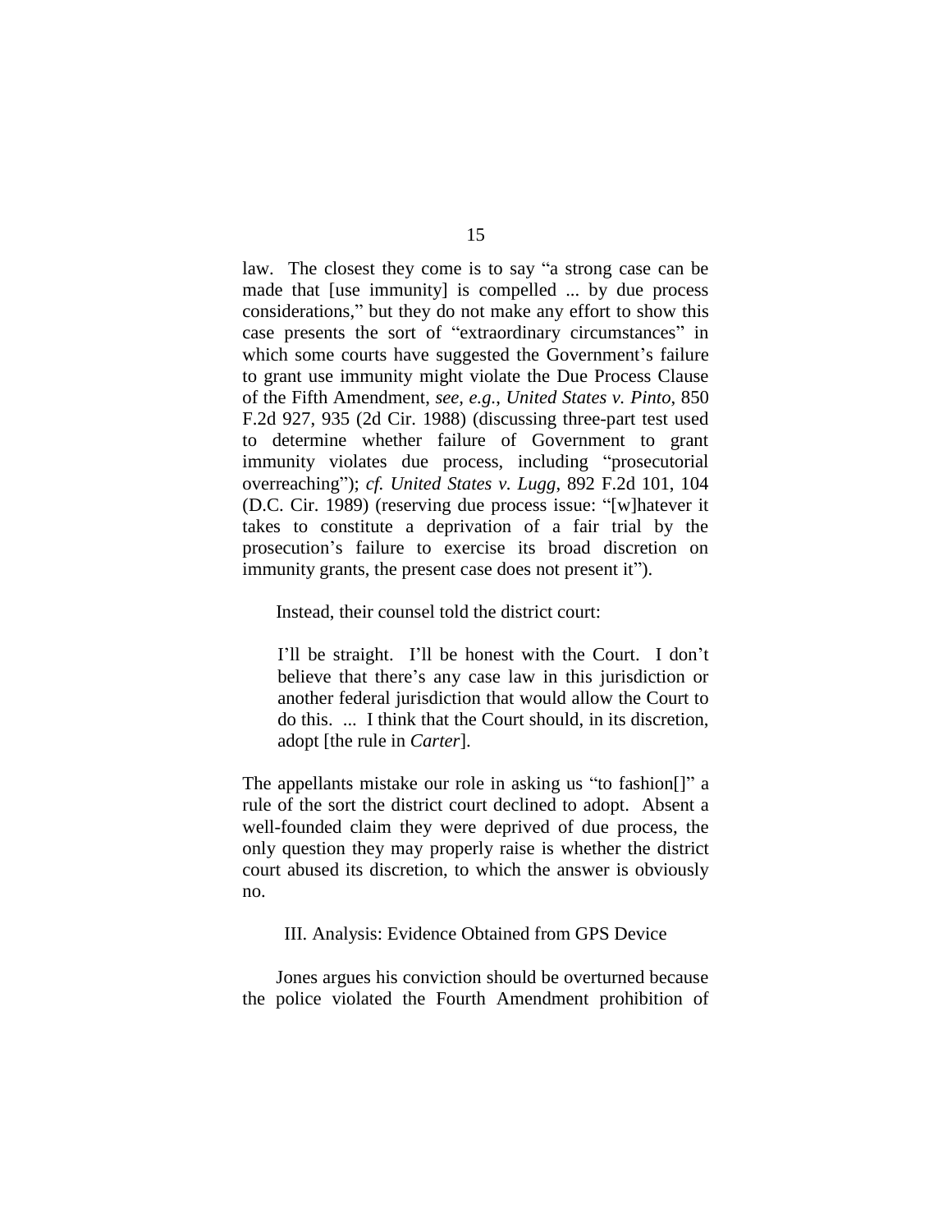law. The closest they come is to say "a strong case can be made that [use immunity] is compelled ... by due process considerations," but they do not make any effort to show this case presents the sort of "extraordinary circumstances" in which some courts have suggested the Government's failure to grant use immunity might violate the Due Process Clause of the Fifth Amendment, *see, e.g.*, *United States v. Pinto*, 850 F.2d 927, 935 (2d Cir. 1988) (discussing three-part test used to determine whether failure of Government to grant immunity violates due process, including "prosecutorial overreaching"); *cf. United States v. Lugg*, 892 F.2d 101, 104 (D.C. Cir. 1989) (reserving due process issue: "[w]hatever it takes to constitute a deprivation of a fair trial by the prosecution's failure to exercise its broad discretion on immunity grants, the present case does not present it").

Instead, their counsel told the district court:

> I'll be straight. I'll be honest with the Court. I don't believe that there's any case law in this jurisdiction or another federal jurisdiction that would allow the Court to do this. ... I think that the Court should, in its discretion, adopt [the rule in *Carter*].

The appellants mistake our role in asking us "to fashion[]" a rule of the sort the district court declined to adopt. Absent a well-founded claim they were deprived of due process, the only question they may properly raise is whether the district court abused its discretion, to which the answer is obviously no.

## III. Analysis: Evidence Obtained from GPS Device

Jones argues his conviction should be overturned because the police violated the Fourth Amendment prohibition of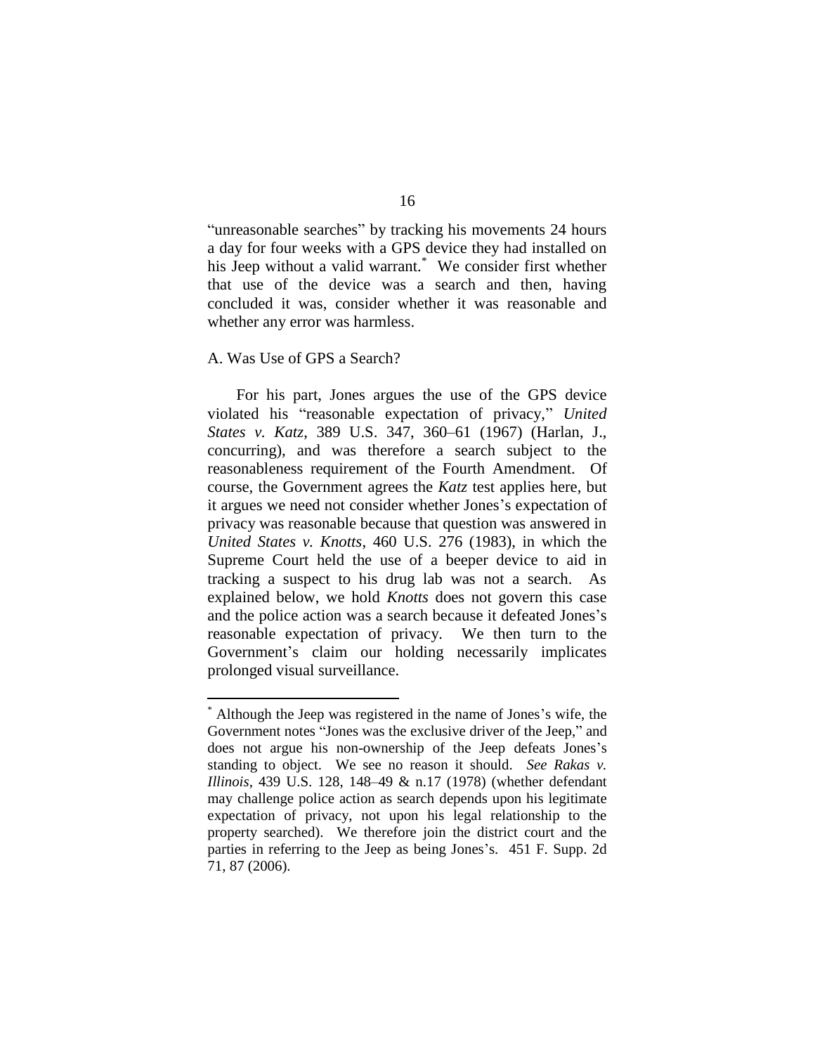"unreasonable searches" by tracking his movements 24 hours a day for four weeks with a GPS device they had installed on his Jeep without a valid warrant.* We consider first whether that use of the device was a search and then, having concluded it was, consider whether it was reasonable and whether any error was harmless.

### A. Was Use of GPS a Search?

For his part, Jones argues the use of the GPS device violated his "reasonable expectation of privacy," *United States v. Katz*, 389 U.S. 347, 360–61 (1967) (Harlan, J., concurring), and was therefore a search subject to the reasonableness requirement of the Fourth Amendment. Of course, the Government agrees the *Katz* test applies here, but it argues we need not consider whether Jones's expectation of privacy was reasonable because that question was answered in *United States v. Knotts*, 460 U.S. 276 (1983), in which the Supreme Court held the use of a beeper device to aid in tracking a suspect to his drug lab was not a search. As explained below, we hold *Knotts* does not govern this case and the police action was a search because it defeated Jones's reasonable expectation of privacy. We then turn to the Government's claim our holding necessarily implicates prolonged visual surveillance.

---

* Although the Jeep was registered in the name of Jones's wife, the Government notes "Jones was the exclusive driver of the Jeep," and does not argue his non-ownership of the Jeep defeats Jones's standing to object. We see no reason it should. *See Rakas v. Illinois*, 439 U.S. 128, 148–49 & n.17 (1978) (whether defendant may challenge police action as search depends upon his legitimate expectation of privacy, not upon his legal relationship to the property searched). We therefore join the district court and the parties in referring to the Jeep as being Jones's. 451 F. Supp. 2d 71, 87 (2006).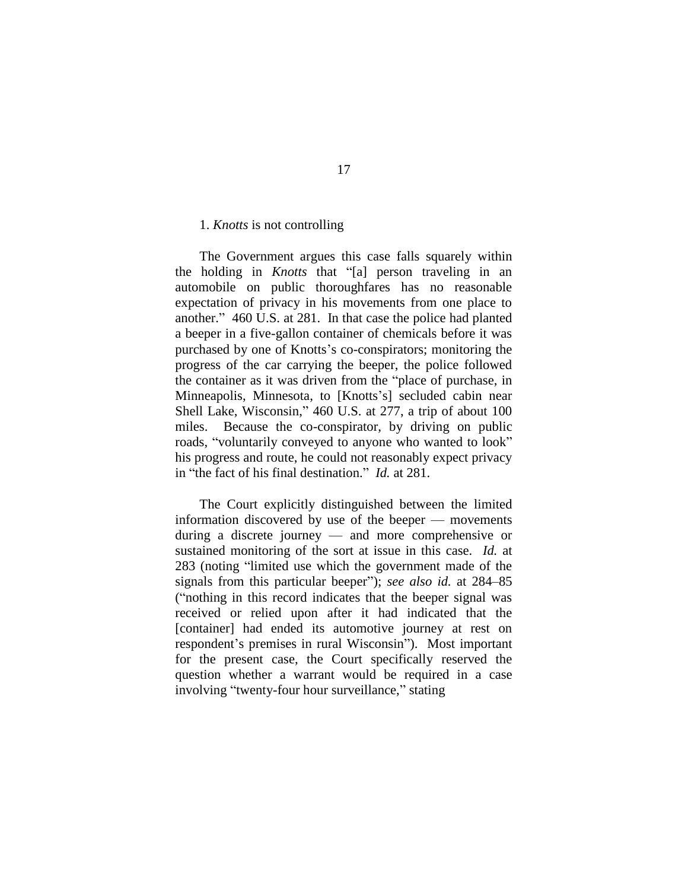### 1. *Knotts* is not controlling

The Government argues this case falls squarely within the holding in *Knotts* that "[a] person traveling in an automobile on public thoroughfares has no reasonable expectation of privacy in his movements from one place to another." 460 U.S. at 281. In that case the police had planted a beeper in a five-gallon container of chemicals before it was purchased by one of Knotts's co-conspirators; monitoring the progress of the car carrying the beeper, the police followed the container as it was driven from the "place of purchase, in Minneapolis, Minnesota, to [Knotts's] secluded cabin near Shell Lake, Wisconsin," 460 U.S. at 277, a trip of about 100 miles. Because the co-conspirator, by driving on public roads, "voluntarily conveyed to anyone who wanted to look" his progress and route, he could not reasonably expect privacy in "the fact of his final destination." *Id.* at 281.

The Court explicitly distinguished between the limited information discovered by use of the beeper — movements during a discrete journey — and more comprehensive or sustained monitoring of the sort at issue in this case. *Id.* at 283 (noting "limited use which the government made of the signals from this particular beeper"); *see also id.* at 284–85 ("nothing in this record indicates that the beeper signal was received or relied upon after it had indicated that the [container] had ended its automotive journey at rest on respondent's premises in rural Wisconsin"). Most important for the present case, the Court specifically reserved the question whether a warrant would be required in a case involving "twenty-four hour surveillance," stating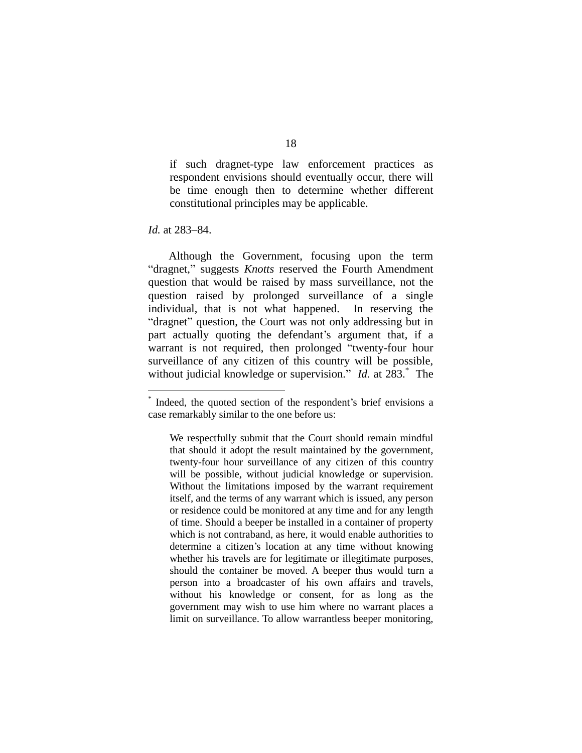> if such dragnet-type law enforcement practices as respondent envisions should eventually occur, there will be time enough then to determine whether different constitutional principles may be applicable.

*Id.* at 283–84.

Although the Government, focusing upon the term "dragnet," suggests *Knotts* reserved the Fourth Amendment question that would be raised by mass surveillance, not the question raised by prolonged surveillance of a single individual, that is not what happened. In reserving the "dragnet" question, the Court was not only addressing but in part actually quoting the defendant's argument that, if a warrant is not required, then prolonged "twenty-four hour surveillance of any citizen of this country will be possible, without judicial knowledge or supervision." *Id.* at 283.[*] The

---

[*] Indeed, the quoted section of the respondent's brief envisions a case remarkably similar to the one before us:

> We respectfully submit that the Court should remain mindful that should it adopt the result maintained by the government, twenty-four hour surveillance of any citizen of this country will be possible, without judicial knowledge or supervision. Without the limitations imposed by the warrant requirement itself, and the terms of any warrant which is issued, any person or residence could be monitored at any time and for any length of time. Should a beeper be installed in a container of property which is not contraband, as here, it would enable authorities to determine a citizen's location at any time without knowing whether his travels are for legitimate or illegitimate purposes, should the container be moved. A beeper thus would turn a person into a broadcaster of his own affairs and travels, without his knowledge or consent, for as long as the government may wish to use him where no warrant places a limit on surveillance. To allow warrantless beeper monitoring,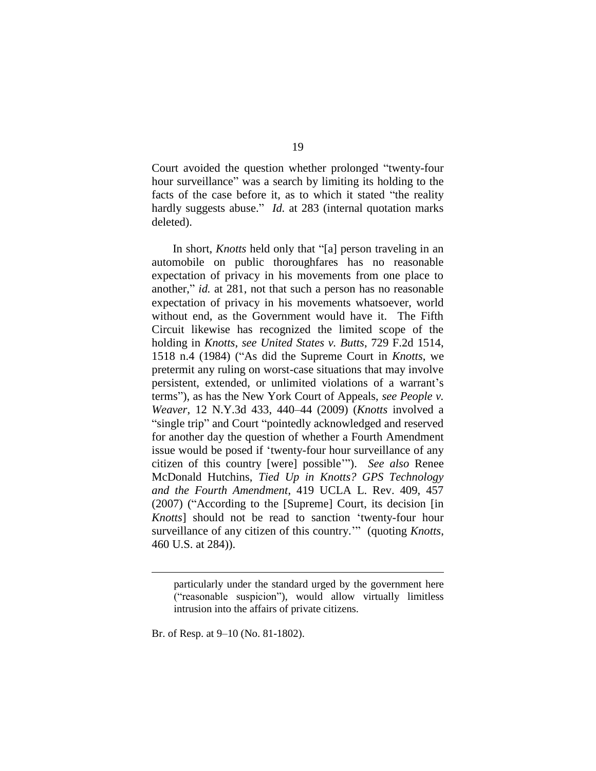Court avoided the question whether prolonged "twenty-four hour surveillance" was a search by limiting its holding to the facts of the case before it, as to which it stated "the reality hardly suggests abuse." *Id.* at 283 (internal quotation marks deleted).

In short, *Knotts* held only that "[a] person traveling in an automobile on public thoroughfares has no reasonable expectation of privacy in his movements from one place to another," *id.* at 281, not that such a person has no reasonable expectation of privacy in his movements whatsoever, world without end, as the Government would have it. The Fifth Circuit likewise has recognized the limited scope of the holding in *Knotts*, *see United States v. Butts*, 729 F.2d 1514, 1518 n.4 (1984) ("As did the Supreme Court in *Knotts*, we pretermit any ruling on worst-case situations that may involve persistent, extended, or unlimited violations of a warrant's terms"), as has the New York Court of Appeals, *see People v. Weaver*, 12 N.Y.3d 433, 440–44 (2009) (*Knotts* involved a "single trip" and Court "pointedly acknowledged and reserved for another day the question of whether a Fourth Amendment issue would be posed if 'twenty-four hour surveillance of any citizen of this country [were] possible'"). *See also* Renee McDonald Hutchins, *Tied Up in Knotts? GPS Technology and the Fourth Amendment*, 419 UCLA L. Rev. 409, 457 (2007) ("According to the [Supreme] Court, its decision [in *Knotts*] should not be read to sanction 'twenty-four hour surveillance of any citizen of this country.'" (quoting *Knotts*, 460 U.S. at 284)).

> particularly under the standard urged by the government here ("reasonable suspicion"), would allow virtually limitless intrusion into the affairs of private citizens.

Br. of Resp. at 9–10 (No. 81-1802).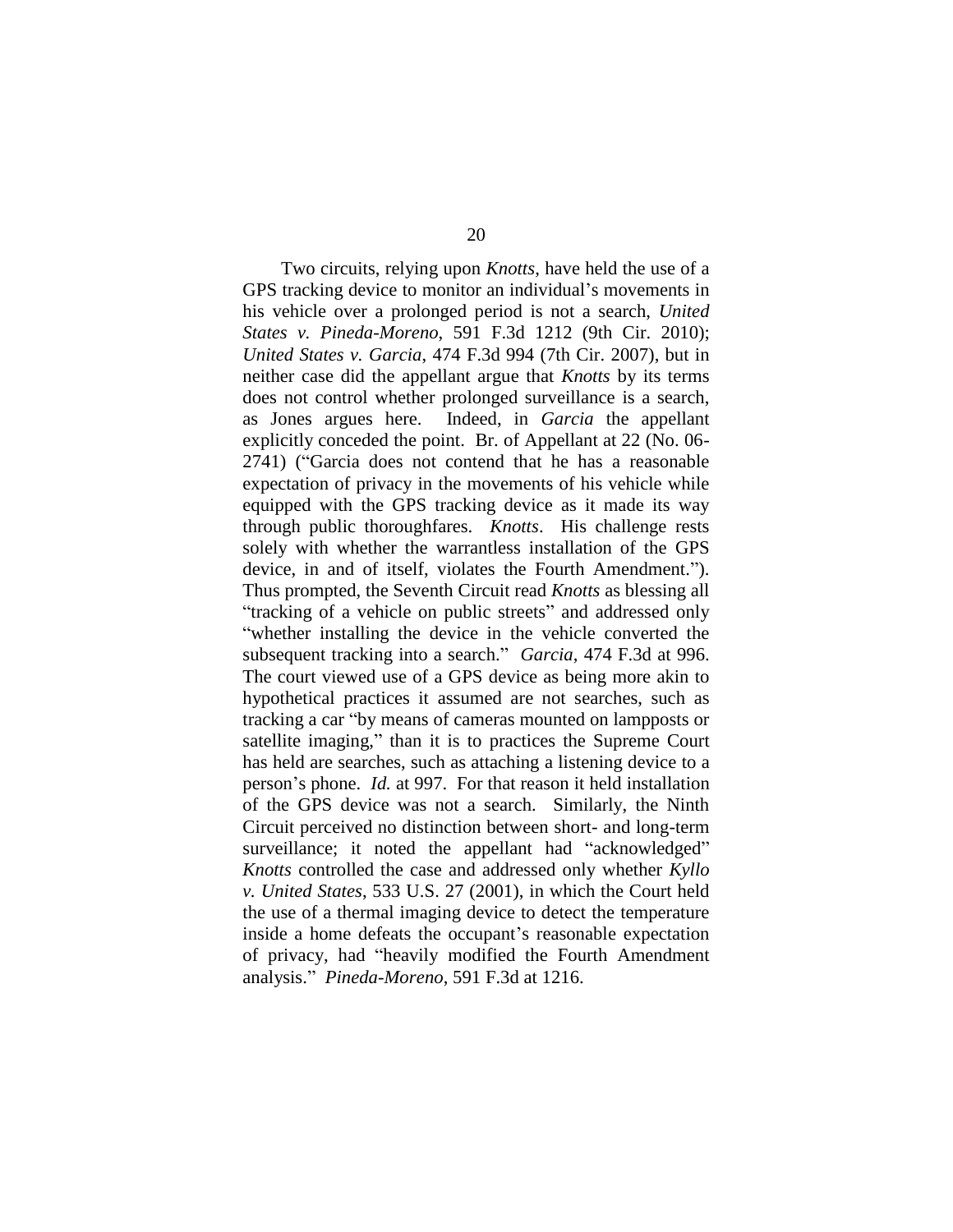Two circuits, relying upon *Knotts*, have held the use of a GPS tracking device to monitor an individual's movements in his vehicle over a prolonged period is not a search, *United States v. Pineda-Moreno*, 591 F.3d 1212 (9th Cir. 2010); *United States v. Garcia*, 474 F.3d 994 (7th Cir. 2007), but in neither case did the appellant argue that *Knotts* by its terms does not control whether prolonged surveillance is a search, as Jones argues here. Indeed, in *Garcia* the appellant explicitly conceded the point. Br. of Appellant at 22 (No. 06-2741) ("Garcia does not contend that he has a reasonable expectation of privacy in the movements of his vehicle while equipped with the GPS tracking device as it made its way through public thoroughfares. *Knotts*. His challenge rests solely with whether the warrantless installation of the GPS device, in and of itself, violates the Fourth Amendment."). Thus prompted, the Seventh Circuit read *Knotts* as blessing all "tracking of a vehicle on public streets" and addressed only "whether installing the device in the vehicle converted the subsequent tracking into a search." *Garcia*, 474 F.3d at 996. The court viewed use of a GPS device as being more akin to hypothetical practices it assumed are not searches, such as tracking a car "by means of cameras mounted on lampposts or satellite imaging," than it is to practices the Supreme Court has held are searches, such as attaching a listening device to a person's phone. *Id.* at 997. For that reason it held installation of the GPS device was not a search. Similarly, the Ninth Circuit perceived no distinction between short- and long-term surveillance; it noted the appellant had "acknowledged" *Knotts* controlled the case and addressed only whether *Kyllo v. United States*, 533 U.S. 27 (2001), in which the Court held the use of a thermal imaging device to detect the temperature inside a home defeats the occupant's reasonable expectation of privacy, had "heavily modified the Fourth Amendment analysis." *Pineda-Moreno*, 591 F.3d at 1216.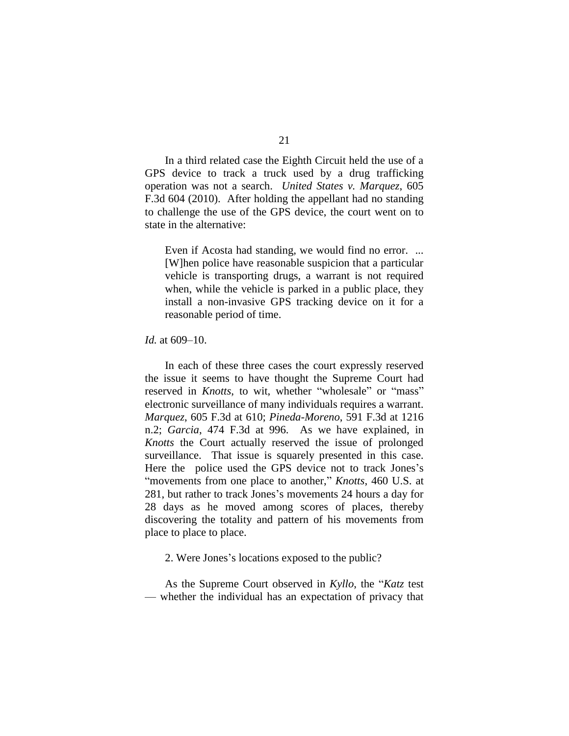In a third related case the Eighth Circuit held the use of a GPS device to track a truck used by a drug trafficking operation was not a search. *United States v. Marquez*, 605 F.3d 604 (2010). After holding the appellant had no standing to challenge the use of the GPS device, the court went on to state in the alternative:

> Even if Acosta had standing, we would find no error. ... [W]hen police have reasonable suspicion that a particular vehicle is transporting drugs, a warrant is not required when, while the vehicle is parked in a public place, they install a non-invasive GPS tracking device on it for a reasonable period of time.

*Id.* at 609–10.

In each of these three cases the court expressly reserved the issue it seems to have thought the Supreme Court had reserved in *Knotts*, to wit, whether "wholesale" or "mass" electronic surveillance of many individuals requires a warrant. *Marquez*, 605 F.3d at 610; *Pineda-Moreno*, 591 F.3d at 1216 n.2; *Garcia*, 474 F.3d at 996. As we have explained, in *Knotts* the Court actually reserved the issue of prolonged surveillance. That issue is squarely presented in this case. Here the police used the GPS device not to track Jones's "movements from one place to another," *Knotts*, 460 U.S. at 281, but rather to track Jones's movements 24 hours a day for 28 days as he moved among scores of places, thereby discovering the totality and pattern of his movements from place to place to place.

2. Were Jones's locations exposed to the public?

As the Supreme Court observed in *Kyllo*, the "*Katz* test — whether the individual has an expectation of privacy that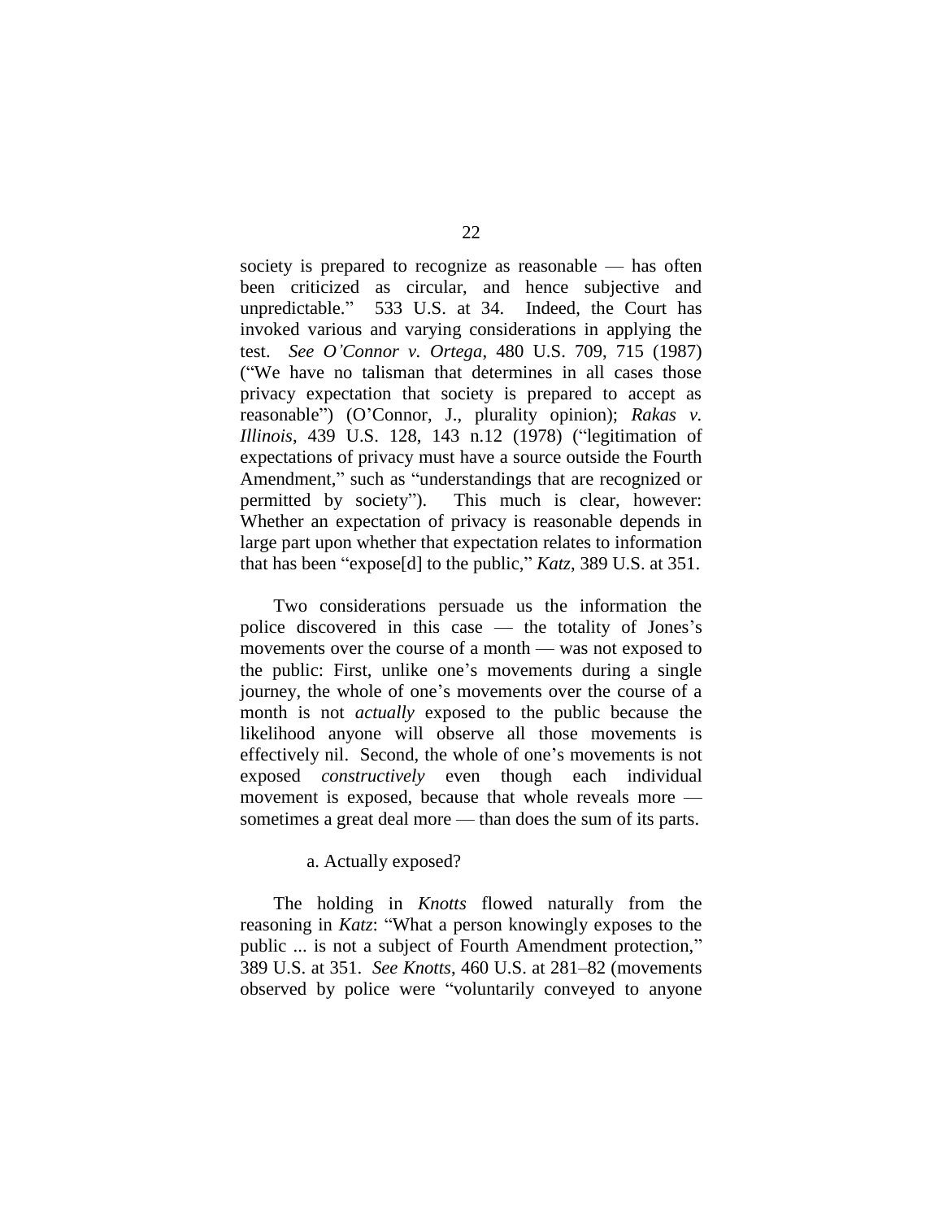society is prepared to recognize as reasonable — has often been criticized as circular, and hence subjective and unpredictable." 533 U.S. at 34. Indeed, the Court has invoked various and varying considerations in applying the test. *See O'Connor v. Ortega*, 480 U.S. 709, 715 (1987) ("We have no talisman that determines in all cases those privacy expectation that society is prepared to accept as reasonable") (O'Connor, J., plurality opinion); *Rakas v. Illinois*, 439 U.S. 128, 143 n.12 (1978) ("legitimation of expectations of privacy must have a source outside the Fourth Amendment," such as "understandings that are recognized or permitted by society"). This much is clear, however: Whether an expectation of privacy is reasonable depends in large part upon whether that expectation relates to information that has been "expose[d] to the public," *Katz*, 389 U.S. at 351.

Two considerations persuade us the information the police discovered in this case — the totality of Jones's movements over the course of a month — was not exposed to the public: First, unlike one's movements during a single journey, the whole of one's movements over the course of a month is not *actually* exposed to the public because the likelihood anyone will observe all those movements is effectively nil. Second, the whole of one's movements is not exposed *constructively* even though each individual movement is exposed, because that whole reveals more — sometimes a great deal more — than does the sum of its parts.

a. Actually exposed?

The holding in *Knotts* flowed naturally from the reasoning in *Katz*: "What a person knowingly exposes to the public ... is not a subject of Fourth Amendment protection," 389 U.S. at 351. *See Knotts*, 460 U.S. at 281–82 (movements observed by police were "voluntarily conveyed to anyone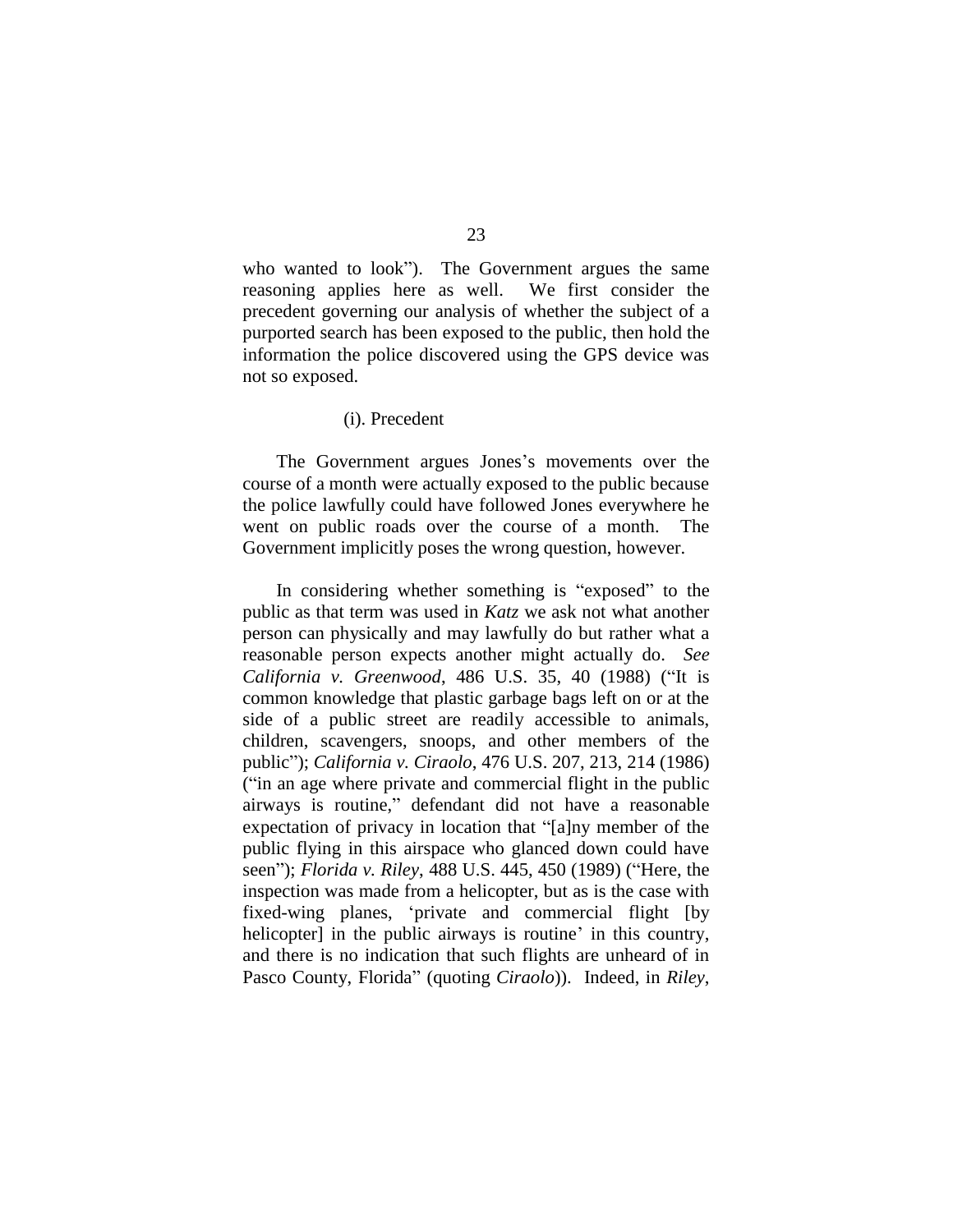who wanted to look"). The Government argues the same reasoning applies here as well. We first consider the precedent governing our analysis of whether the subject of a purported search has been exposed to the public, then hold the information the police discovered using the GPS device was not so exposed.

(i). Precedent

The Government argues Jones's movements over the course of a month were actually exposed to the public because the police lawfully could have followed Jones everywhere he went on public roads over the course of a month. The Government implicitly poses the wrong question, however.

In considering whether something is "exposed" to the public as that term was used in *Katz* we ask not what another person can physically and may lawfully do but rather what a reasonable person expects another might actually do. *See California v. Greenwood*, 486 U.S. 35, 40 (1988) ("It is common knowledge that plastic garbage bags left on or at the side of a public street are readily accessible to animals, children, scavengers, snoops, and other members of the public"); *California v. Ciraolo*, 476 U.S. 207, 213, 214 (1986) ("in an age where private and commercial flight in the public airways is routine," defendant did not have a reasonable expectation of privacy in location that "[a]ny member of the public flying in this airspace who glanced down could have seen"); *Florida v. Riley*, 488 U.S. 445, 450 (1989) ("Here, the inspection was made from a helicopter, but as is the case with fixed-wing planes, 'private and commercial flight [by helicopter] in the public airways is routine' in this country, and there is no indication that such flights are unheard of in Pasco County, Florida" (quoting *Ciraolo*)). Indeed, in *Riley*,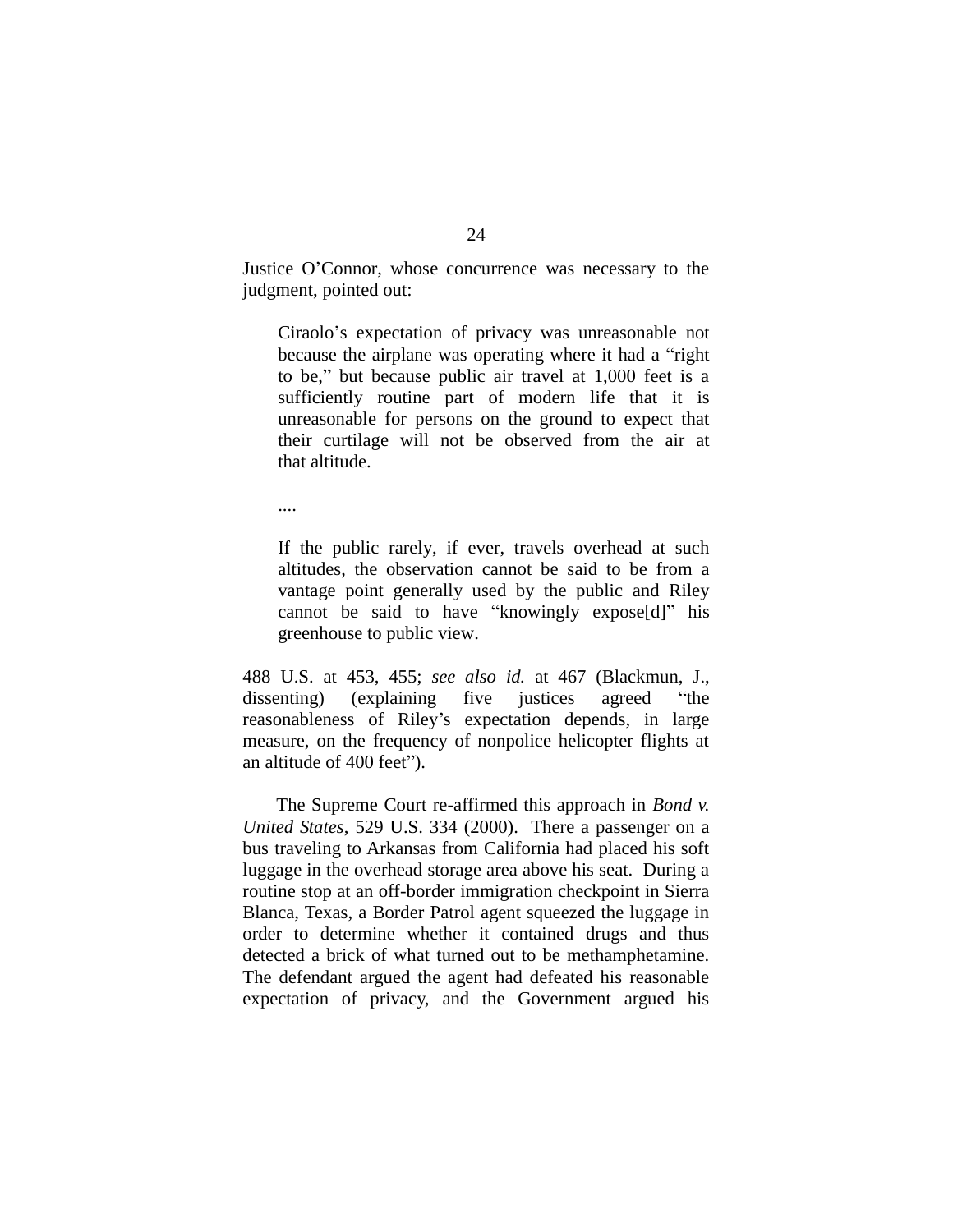Justice O'Connor, whose concurrence was necessary to the judgment, pointed out:

> Ciraolo's expectation of privacy was unreasonable not because the airplane was operating where it had a "right to be," but because public air travel at 1,000 feet is a sufficiently routine part of modern life that it is unreasonable for persons on the ground to expect that their curtilage will not be observed from the air at that altitude.
>
> ....
>
> If the public rarely, if ever, travels overhead at such altitudes, the observation cannot be said to be from a vantage point generally used by the public and Riley cannot be said to have "knowingly expose[d]" his greenhouse to public view.

488 U.S. at 453, 455; *see also id.* at 467 (Blackmun, J., dissenting) (explaining five justices agreed "the reasonableness of Riley's expectation depends, in large measure, on the frequency of nonpolice helicopter flights at an altitude of 400 feet").

The Supreme Court re-affirmed this approach in *Bond v. United States*, 529 U.S. 334 (2000). There a passenger on a bus traveling to Arkansas from California had placed his soft luggage in the overhead storage area above his seat. During a routine stop at an off-border immigration checkpoint in Sierra Blanca, Texas, a Border Patrol agent squeezed the luggage in order to determine whether it contained drugs and thus detected a brick of what turned out to be methamphetamine. The defendant argued the agent had defeated his reasonable expectation of privacy, and the Government argued his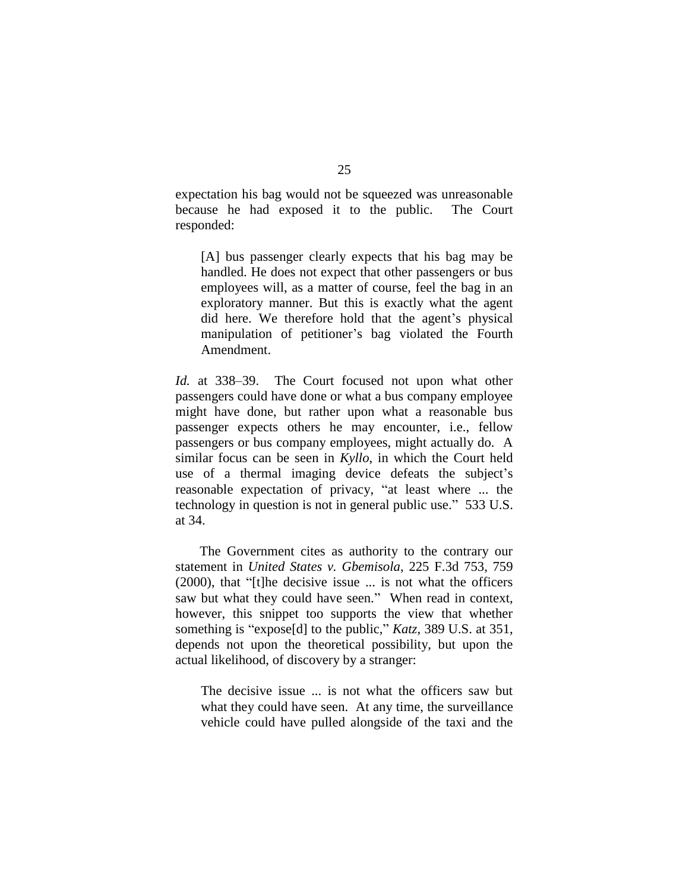expectation his bag would not be squeezed was unreasonable because he had exposed it to the public. The Court responded:

> [A] bus passenger clearly expects that his bag may be handled. He does not expect that other passengers or bus employees will, as a matter of course, feel the bag in an exploratory manner. But this is exactly what the agent did here. We therefore hold that the agent's physical manipulation of petitioner's bag violated the Fourth Amendment.

*Id.* at 338–39. The Court focused not upon what other passengers could have done or what a bus company employee might have done, but rather upon what a reasonable bus passenger expects others he may encounter, i.e., fellow passengers or bus company employees, might actually do. A similar focus can be seen in *Kyllo*, in which the Court held use of a thermal imaging device defeats the subject's reasonable expectation of privacy, "at least where ... the technology in question is not in general public use." 533 U.S. at 34.

The Government cites as authority to the contrary our statement in *United States v. Gbemisola*, 225 F.3d 753, 759 (2000), that "[t]he decisive issue ... is not what the officers saw but what they could have seen." When read in context, however, this snippet too supports the view that whether something is "expose[d] to the public," *Katz*, 389 U.S. at 351, depends not upon the theoretical possibility, but upon the actual likelihood, of discovery by a stranger:

> The decisive issue ... is not what the officers saw but what they could have seen. At any time, the surveillance vehicle could have pulled alongside of the taxi and the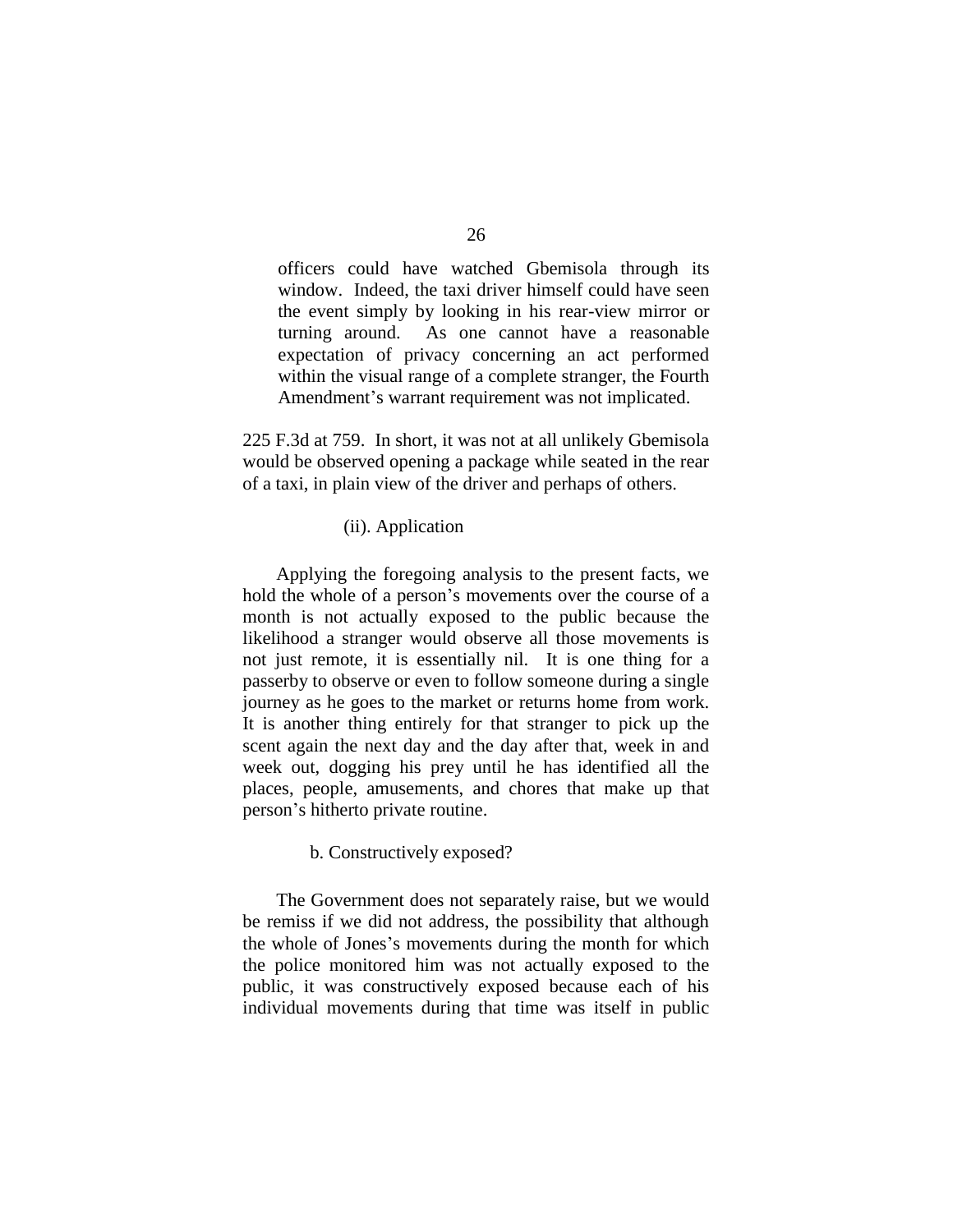> officers could have watched Gbemisola through its window. Indeed, the taxi driver himself could have seen the event simply by looking in his rear-view mirror or turning around. As one cannot have a reasonable expectation of privacy concerning an act performed within the visual range of a complete stranger, the Fourth Amendment's warrant requirement was not implicated.

225 F.3d at 759. In short, it was not at all unlikely Gbemisola would be observed opening a package while seated in the rear of a taxi, in plain view of the driver and perhaps of others.

(ii). Application

Applying the foregoing analysis to the present facts, we hold the whole of a person's movements over the course of a month is not actually exposed to the public because the likelihood a stranger would observe all those movements is not just remote, it is essentially nil. It is one thing for a passerby to observe or even to follow someone during a single journey as he goes to the market or returns home from work. It is another thing entirely for that stranger to pick up the scent again the next day and the day after that, week in and week out, dogging his prey until he has identified all the places, people, amusements, and chores that make up that person's hitherto private routine.

b. Constructively exposed?

The Government does not separately raise, but we would be remiss if we did not address, the possibility that although the whole of Jones's movements during the month for which the police monitored him was not actually exposed to the public, it was constructively exposed because each of his individual movements during that time was itself in public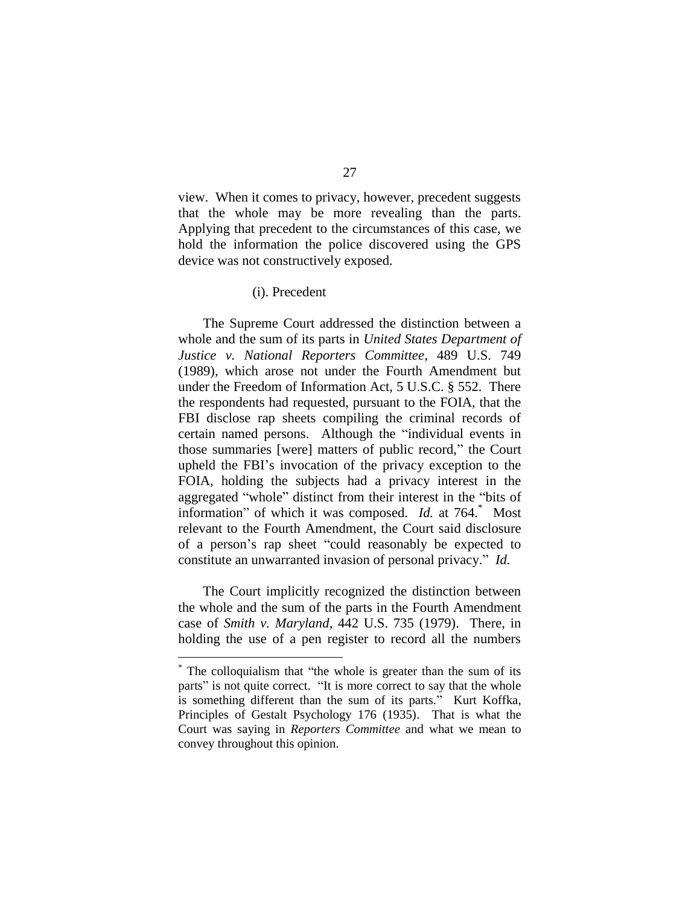view. When it comes to privacy, however, precedent suggests that the whole may be more revealing than the parts. Applying that precedent to the circumstances of this case, we hold the information the police discovered using the GPS device was not constructively exposed.

(i). Precedent

The Supreme Court addressed the distinction between a whole and the sum of its parts in *United States Department of Justice v. National Reporters Committee*, 489 U.S. 749 (1989), which arose not under the Fourth Amendment but under the Freedom of Information Act, 5 U.S.C. § 552. There the respondents had requested, pursuant to the FOIA, that the FBI disclose rap sheets compiling the criminal records of certain named persons. Although the "individual events in those summaries [were] matters of public record," the Court upheld the FBI's invocation of the privacy exception to the FOIA, holding the subjects had a privacy interest in the aggregated "whole" distinct from their interest in the "bits of information" of which it was composed. *Id.* at 764.[*] Most relevant to the Fourth Amendment, the Court said disclosure of a person's rap sheet "could reasonably be expected to constitute an unwarranted invasion of personal privacy." *Id.*

The Court implicitly recognized the distinction between the whole and the sum of the parts in the Fourth Amendment case of *Smith v. Maryland*, 442 U.S. 735 (1979). There, in holding the use of a pen register to record all the numbers

---

[*] The colloquialism that "the whole is greater than the sum of its parts" is not quite correct. "It is more correct to say that the whole is something different than the sum of its parts." Kurt Koffka, Principles of Gestalt Psychology 176 (1935). That is what the Court was saying in *Reporters Committee* and what we mean to convey throughout this opinion.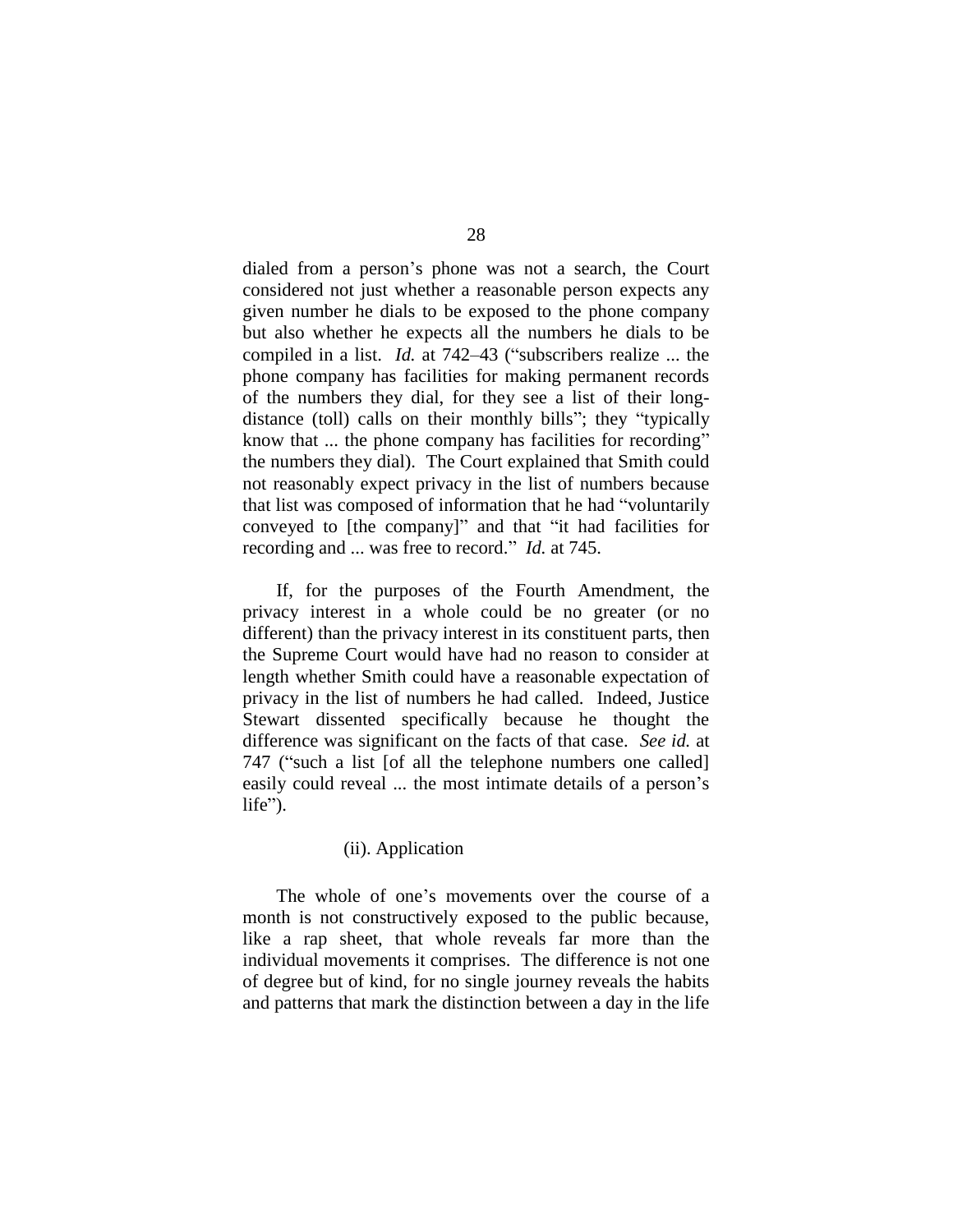dialed from a person's phone was not a search, the Court considered not just whether a reasonable person expects any given number he dials to be exposed to the phone company but also whether he expects all the numbers he dials to be compiled in a list. *Id.* at 742–43 ("subscribers realize ... the phone company has facilities for making permanent records of the numbers they dial, for they see a list of their long-distance (toll) calls on their monthly bills"; they "typically know that ... the phone company has facilities for recording" the numbers they dial). The Court explained that Smith could not reasonably expect privacy in the list of numbers because that list was composed of information that he had "voluntarily conveyed to [the company]" and that "it had facilities for recording and ... was free to record." *Id.* at 745.

If, for the purposes of the Fourth Amendment, the privacy interest in a whole could be no greater (or no different) than the privacy interest in its constituent parts, then the Supreme Court would have had no reason to consider at length whether Smith could have a reasonable expectation of privacy in the list of numbers he had called. Indeed, Justice Stewart dissented specifically because he thought the difference was significant on the facts of that case. *See id.* at 747 ("such a list [of all the telephone numbers one called] easily could reveal ... the most intimate details of a person's life").

(ii). Application

The whole of one's movements over the course of a month is not constructively exposed to the public because, like a rap sheet, that whole reveals far more than the individual movements it comprises. The difference is not one of degree but of kind, for no single journey reveals the habits and patterns that mark the distinction between a day in the life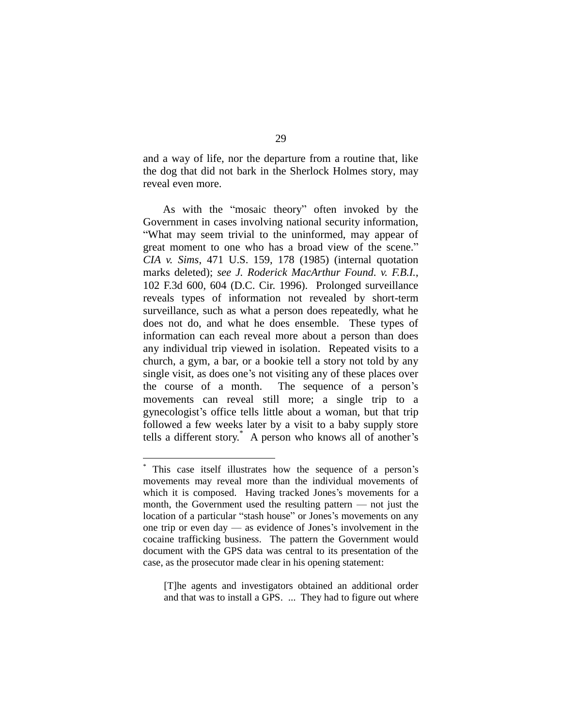and a way of life, nor the departure from a routine that, like the dog that did not bark in the Sherlock Holmes story, may reveal even more.

As with the "mosaic theory" often invoked by the Government in cases involving national security information, "What may seem trivial to the uninformed, may appear of great moment to one who has a broad view of the scene." *CIA v. Sims*, 471 U.S. 159, 178 (1985) (internal quotation marks deleted); *see J. Roderick MacArthur Found. v. F.B.I.*, 102 F.3d 600, 604 (D.C. Cir. 1996). Prolonged surveillance reveals types of information not revealed by short-term surveillance, such as what a person does repeatedly, what he does not do, and what he does ensemble. These types of information can each reveal more about a person than does any individual trip viewed in isolation. Repeated visits to a church, a gym, a bar, or a bookie tell a story not told by any single visit, as does one's not visiting any of these places over the course of a month. The sequence of a person's movements can reveal still more; a single trip to a gynecologist's office tells little about a woman, but that trip followed a few weeks later by a visit to a baby supply store tells a different story.* A person who knows all of another's

---

* This case itself illustrates how the sequence of a person's movements may reveal more than the individual movements of which it is composed. Having tracked Jones's movements for a month, the Government used the resulting pattern — not just the location of a particular "stash house" or Jones's movements on any one trip or even day — as evidence of Jones's involvement in the cocaine trafficking business. The pattern the Government would document with the GPS data was central to its presentation of the case, as the prosecutor made clear in his opening statement:

> [T]he agents and investigators obtained an additional order and that was to install a GPS. ... They had to figure out where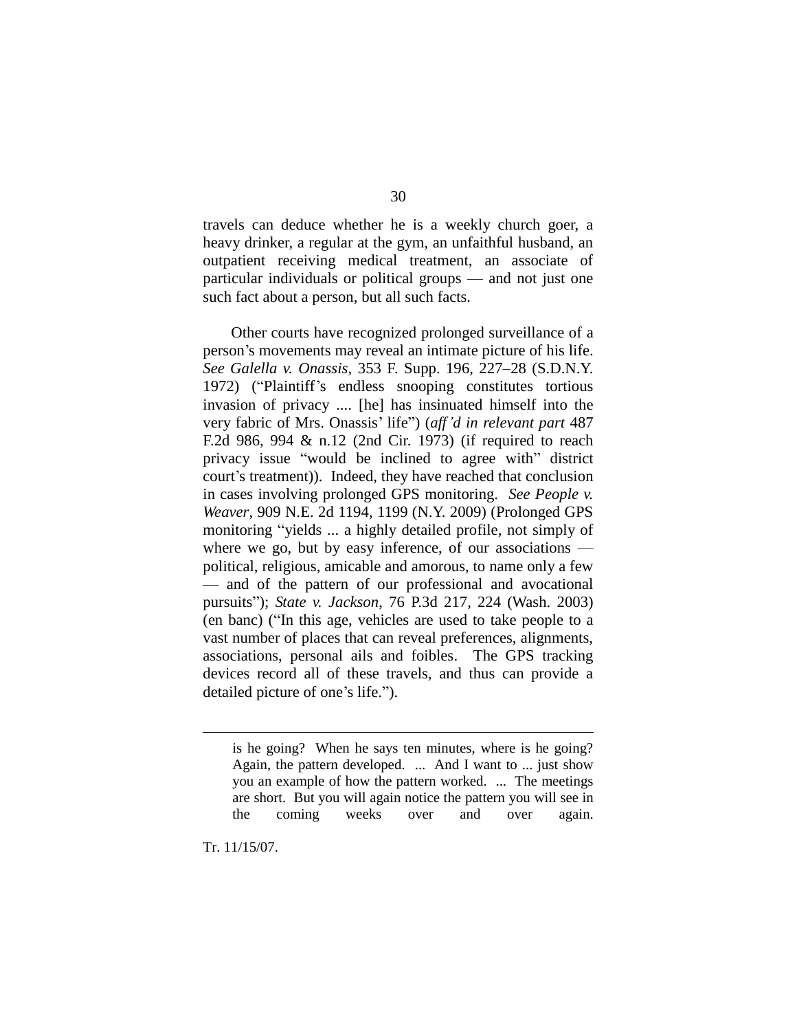travels can deduce whether he is a weekly church goer, a heavy drinker, a regular at the gym, an unfaithful husband, an outpatient receiving medical treatment, an associate of particular individuals or political groups — and not just one such fact about a person, but all such facts.

Other courts have recognized prolonged surveillance of a person's movements may reveal an intimate picture of his life. *See Galella v. Onassis*, 353 F. Supp. 196, 227–28 (S.D.N.Y. 1972) ("Plaintiff's endless snooping constitutes tortious invasion of privacy .... [he] has insinuated himself into the very fabric of Mrs. Onassis' life") (*aff'd in relevant part* 487 F.2d 986, 994 & n.12 (2nd Cir. 1973) (if required to reach privacy issue "would be inclined to agree with" district court's treatment)). Indeed, they have reached that conclusion in cases involving prolonged GPS monitoring. *See People v. Weaver*, 909 N.E. 2d 1194, 1199 (N.Y. 2009) (Prolonged GPS monitoring "yields ... a highly detailed profile, not simply of where we go, but by easy inference, of our associations — political, religious, amicable and amorous, to name only a few — and of the pattern of our professional and avocational pursuits"); *State v. Jackson*, 76 P.3d 217, 224 (Wash. 2003) (en banc) ("In this age, vehicles are used to take people to a vast number of places that can reveal preferences, alignments, associations, personal ails and foibles. The GPS tracking devices record all of these travels, and thus can provide a detailed picture of one's life.").

---

> is he going? When he says ten minutes, where is he going? Again, the pattern developed. ... And I want to ... just show you an example of how the pattern worked. ... The meetings are short. But you will again notice the pattern you will see in the coming weeks over and over again.

Tr. 11/15/07.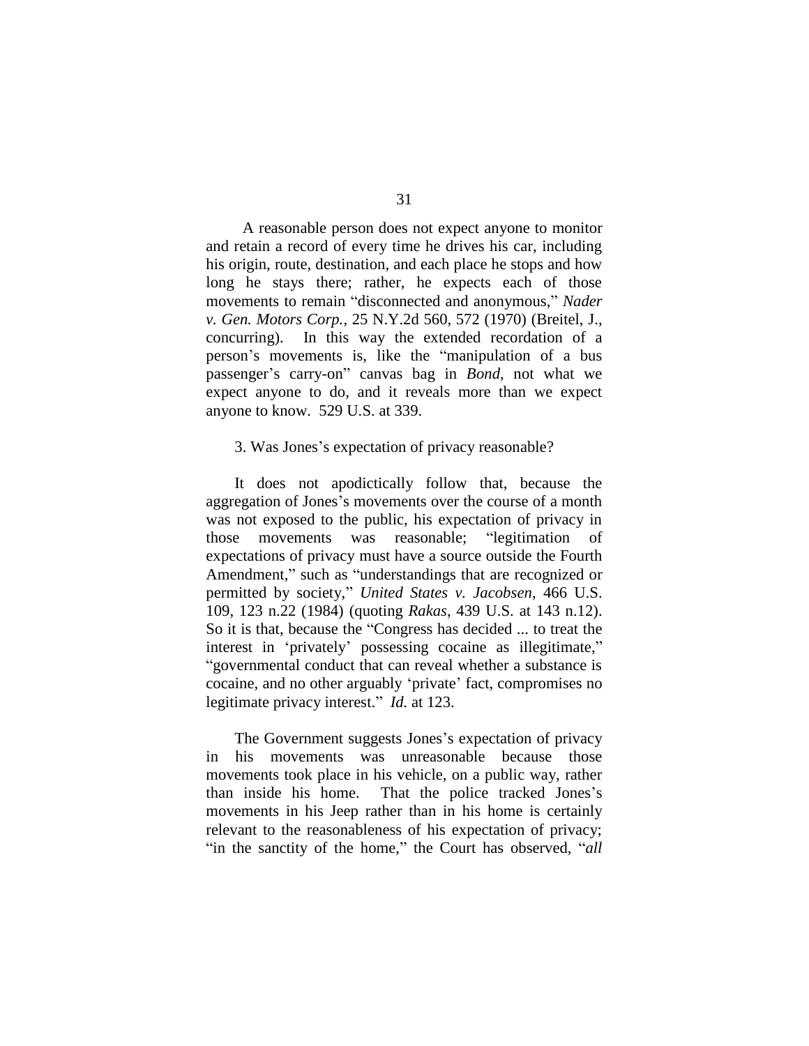A reasonable person does not expect anyone to monitor and retain a record of every time he drives his car, including his origin, route, destination, and each place he stops and how long he stays there; rather, he expects each of those movements to remain "disconnected and anonymous," *Nader v. Gen. Motors Corp.*, 25 N.Y.2d 560, 572 (1970) (Breitel, J., concurring). In this way the extended recordation of a person's movements is, like the "manipulation of a bus passenger's carry-on" canvas bag in *Bond*, not what we expect anyone to do, and it reveals more than we expect anyone to know. 529 U.S. at 339.

3. Was Jones's expectation of privacy reasonable?

It does not apodictically follow that, because the aggregation of Jones's movements over the course of a month was not exposed to the public, his expectation of privacy in those movements was reasonable; "legitimation of expectations of privacy must have a source outside the Fourth Amendment," such as "understandings that are recognized or permitted by society," *United States v. Jacobsen*, 466 U.S. 109, 123 n.22 (1984) (quoting *Rakas*, 439 U.S. at 143 n.12). So it is that, because the "Congress has decided ... to treat the interest in 'privately' possessing cocaine as illegitimate," "governmental conduct that can reveal whether a substance is cocaine, and no other arguably 'private' fact, compromises no legitimate privacy interest." *Id.* at 123.

The Government suggests Jones's expectation of privacy in his movements was unreasonable because those movements took place in his vehicle, on a public way, rather than inside his home. That the police tracked Jones's movements in his Jeep rather than in his home is certainly relevant to the reasonableness of his expectation of privacy; "in the sanctity of the home," the Court has observed, "*all*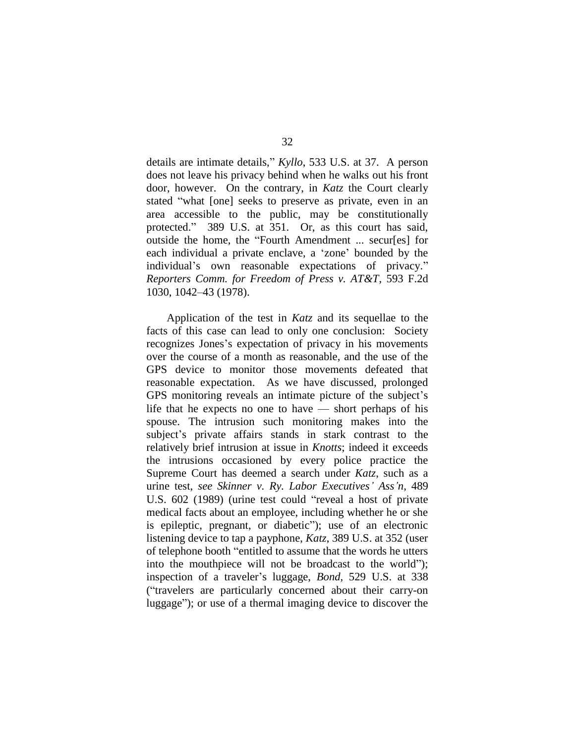details are intimate details," *Kyllo*, 533 U.S. at 37. A person does not leave his privacy behind when he walks out his front door, however. On the contrary, in *Katz* the Court clearly stated "what [one] seeks to preserve as private, even in an area accessible to the public, may be constitutionally protected." 389 U.S. at 351. Or, as this court has said, outside the home, the "Fourth Amendment ... secur[es] for each individual a private enclave, a 'zone' bounded by the individual's own reasonable expectations of privacy." *Reporters Comm. for Freedom of Press v. AT&T*, 593 F.2d 1030, 1042–43 (1978).

Application of the test in *Katz* and its sequellae to the facts of this case can lead to only one conclusion: Society recognizes Jones's expectation of privacy in his movements over the course of a month as reasonable, and the use of the GPS device to monitor those movements defeated that reasonable expectation. As we have discussed, prolonged GPS monitoring reveals an intimate picture of the subject's life that he expects no one to have — short perhaps of his spouse. The intrusion such monitoring makes into the subject's private affairs stands in stark contrast to the relatively brief intrusion at issue in *Knotts*; indeed it exceeds the intrusions occasioned by every police practice the Supreme Court has deemed a search under *Katz*, such as a urine test, *see Skinner v. Ry. Labor Executives' Ass'n*, 489 U.S. 602 (1989) (urine test could "reveal a host of private medical facts about an employee, including whether he or she is epileptic, pregnant, or diabetic"); use of an electronic listening device to tap a payphone, *Katz*, 389 U.S. at 352 (user of telephone booth "entitled to assume that the words he utters into the mouthpiece will not be broadcast to the world"); inspection of a traveler's luggage, *Bond*, 529 U.S. at 338 ("travelers are particularly concerned about their carry-on luggage"); or use of a thermal imaging device to discover the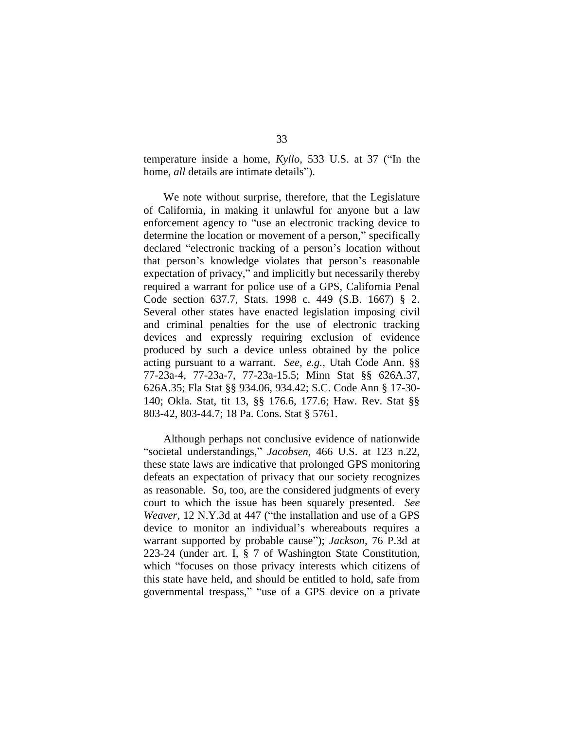temperature inside a home, *Kyllo*, 533 U.S. at 37 ("In the home, *all* details are intimate details").

We note without surprise, therefore, that the Legislature of California, in making it unlawful for anyone but a law enforcement agency to "use an electronic tracking device to determine the location or movement of a person," specifically declared "electronic tracking of a person's location without that person's knowledge violates that person's reasonable expectation of privacy," and implicitly but necessarily thereby required a warrant for police use of a GPS, California Penal Code section 637.7, Stats. 1998 c. 449 (S.B. 1667) § 2. Several other states have enacted legislation imposing civil and criminal penalties for the use of electronic tracking devices and expressly requiring exclusion of evidence produced by such a device unless obtained by the police acting pursuant to a warrant. *See, e.g.*, Utah Code Ann. §§ 77-23a-4, 77-23a-7, 77-23a-15.5; Minn Stat §§ 626A.37, 626A.35; Fla Stat §§ 934.06, 934.42; S.C. Code Ann § 17-30-140; Okla. Stat, tit 13, §§ 176.6, 177.6; Haw. Rev. Stat §§ 803-42, 803-44.7; 18 Pa. Cons. Stat § 5761.

Although perhaps not conclusive evidence of nationwide "societal understandings," *Jacobsen*, 466 U.S. at 123 n.22, these state laws are indicative that prolonged GPS monitoring defeats an expectation of privacy that our society recognizes as reasonable. So, too, are the considered judgments of every court to which the issue has been squarely presented. *See Weaver*, 12 N.Y.3d at 447 ("the installation and use of a GPS device to monitor an individual's whereabouts requires a warrant supported by probable cause"); *Jackson*, 76 P.3d at 223-24 (under art. I, § 7 of Washington State Constitution, which "focuses on those privacy interests which citizens of this state have held, and should be entitled to hold, safe from governmental trespass," "use of a GPS device on a private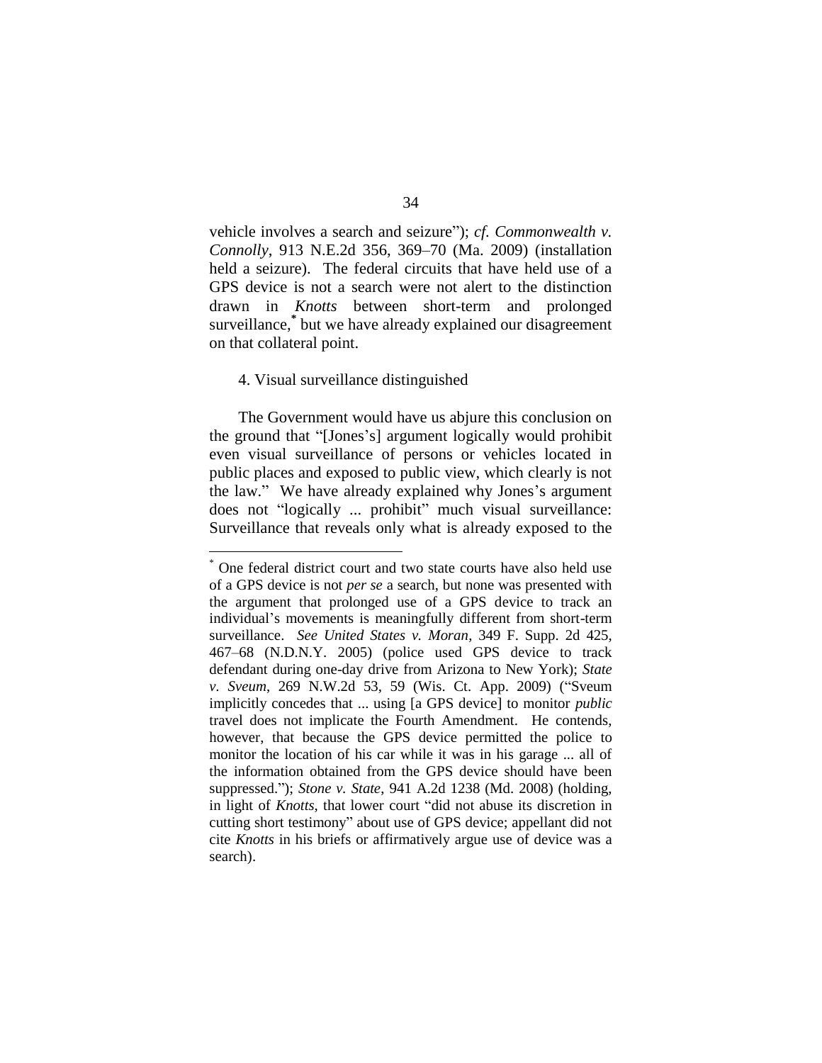vehicle involves a search and seizure"); *cf. Commonwealth v. Connolly*, 913 N.E.2d 356, 369–70 (Ma. 2009) (installation held a seizure). The federal circuits that have held use of a GPS device is not a search were not alert to the distinction drawn in *Knotts* between short-term and prolonged surveillance,* but we have already explained our disagreement on that collateral point.

4. Visual surveillance distinguished

The Government would have us abjure this conclusion on the ground that "[Jones's] argument logically would prohibit even visual surveillance of persons or vehicles located in public places and exposed to public view, which clearly is not the law." We have already explained why Jones's argument does not "logically ... prohibit" much visual surveillance: Surveillance that reveals only what is already exposed to the

---

* One federal district court and two state courts have also held use of a GPS device is not *per se* a search, but none was presented with the argument that prolonged use of a GPS device to track an individual's movements is meaningfully different from short-term surveillance. *See United States v. Moran*, 349 F. Supp. 2d 425, 467–68 (N.D.N.Y. 2005) (police used GPS device to track defendant during one-day drive from Arizona to New York); *State v. Sveum*, 269 N.W.2d 53, 59 (Wis. Ct. App. 2009) ("Sveum implicitly concedes that ... using [a GPS device] to monitor *public* travel does not implicate the Fourth Amendment. He contends, however, that because the GPS device permitted the police to monitor the location of his car while it was in his garage ... all of the information obtained from the GPS device should have been suppressed."); *Stone v. State*, 941 A.2d 1238 (Md. 2008) (holding, in light of *Knotts*, that lower court "did not abuse its discretion in cutting short testimony" about use of GPS device; appellant did not cite *Knotts* in his briefs or affirmatively argue use of device was a search).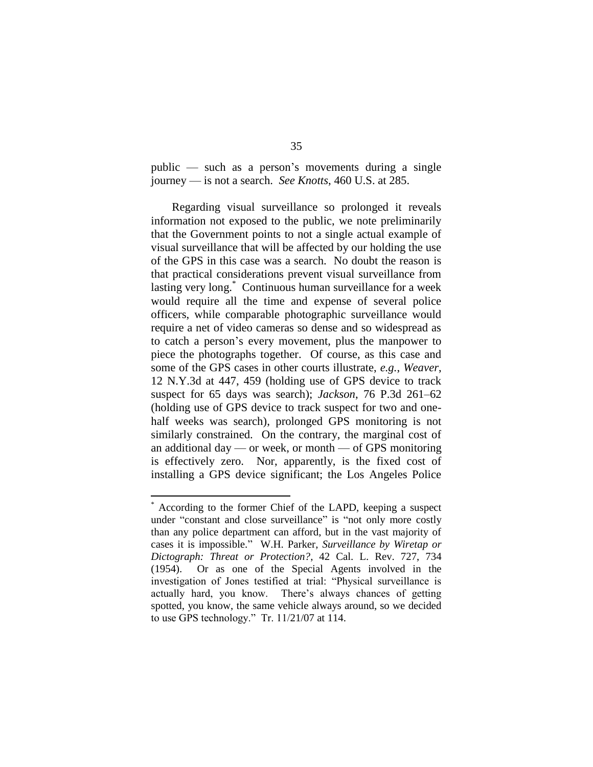public — such as a person's movements during a single journey — is not a search. *See Knotts*, 460 U.S. at 285.

Regarding visual surveillance so prolonged it reveals information not exposed to the public, we note preliminarily that the Government points to not a single actual example of visual surveillance that will be affected by our holding the use of the GPS in this case was a search. No doubt the reason is that practical considerations prevent visual surveillance from lasting very long.* Continuous human surveillance for a week would require all the time and expense of several police officers, while comparable photographic surveillance would require a net of video cameras so dense and so widespread as to catch a person's every movement, plus the manpower to piece the photographs together. Of course, as this case and some of the GPS cases in other courts illustrate, *e.g.*, *Weaver*, 12 N.Y.3d at 447, 459 (holding use of GPS device to track suspect for 65 days was search); *Jackson*, 76 P.3d 261–62 (holding use of GPS device to track suspect for two and one-half weeks was search), prolonged GPS monitoring is not similarly constrained. On the contrary, the marginal cost of an additional day — or week, or month — of GPS monitoring is effectively zero. Nor, apparently, is the fixed cost of installing a GPS device significant; the Los Angeles Police

---

\* According to the former Chief of the LAPD, keeping a suspect under "constant and close surveillance" is "not only more costly than any police department can afford, but in the vast majority of cases it is impossible." W.H. Parker, *Surveillance by Wiretap or Dictograph: Threat or Protection?*, 42 Cal. L. Rev. 727, 734 (1954). Or as one of the Special Agents involved in the investigation of Jones testified at trial: "Physical surveillance is actually hard, you know. There's always chances of getting spotted, you know, the same vehicle always around, so we decided to use GPS technology." Tr. 11/21/07 at 114.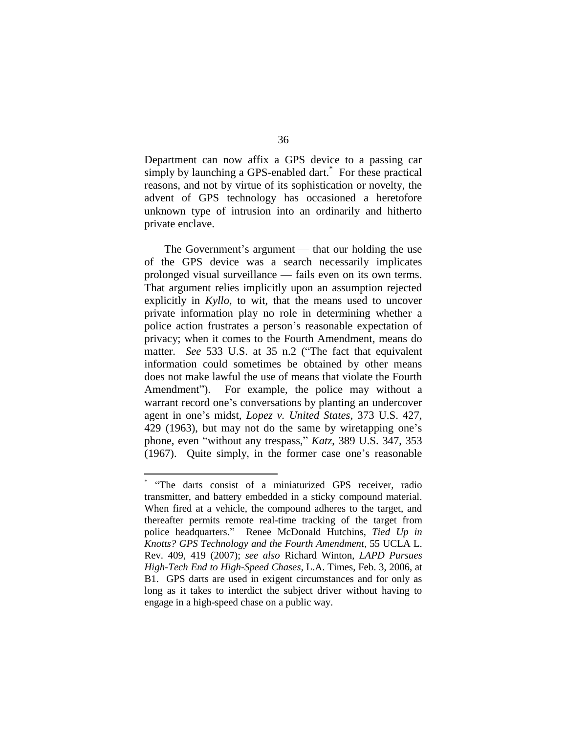Department can now affix a GPS device to a passing car simply by launching a GPS-enabled dart.* For these practical reasons, and not by virtue of its sophistication or novelty, the advent of GPS technology has occasioned a heretofore unknown type of intrusion into an ordinarily and hitherto private enclave.

The Government's argument — that our holding the use of the GPS device was a search necessarily implicates prolonged visual surveillance — fails even on its own terms. That argument relies implicitly upon an assumption rejected explicitly in *Kyllo*, to wit, that the means used to uncover private information play no role in determining whether a police action frustrates a person's reasonable expectation of privacy; when it comes to the Fourth Amendment, means do matter. *See* 533 U.S. at 35 n.2 ("The fact that equivalent information could sometimes be obtained by other means does not make lawful the use of means that violate the Fourth Amendment"). For example, the police may without a warrant record one's conversations by planting an undercover agent in one's midst, *Lopez v. United States*, 373 U.S. 427, 429 (1963), but may not do the same by wiretapping one's phone, even "without any trespass," *Katz*, 389 U.S. 347, 353 (1967). Quite simply, in the former case one's reasonable

---

* "The darts consist of a miniaturized GPS receiver, radio transmitter, and battery embedded in a sticky compound material. When fired at a vehicle, the compound adheres to the target, and thereafter permits remote real-time tracking of the target from police headquarters." Renee McDonald Hutchins, *Tied Up in Knotts? GPS Technology and the Fourth Amendment*, 55 UCLA L. Rev. 409, 419 (2007); *see also* Richard Winton, *LAPD Pursues High-Tech End to High-Speed Chases*, L.A. Times, Feb. 3, 2006, at B1. GPS darts are used in exigent circumstances and for only as long as it takes to interdict the subject driver without having to engage in a high-speed chase on a public way.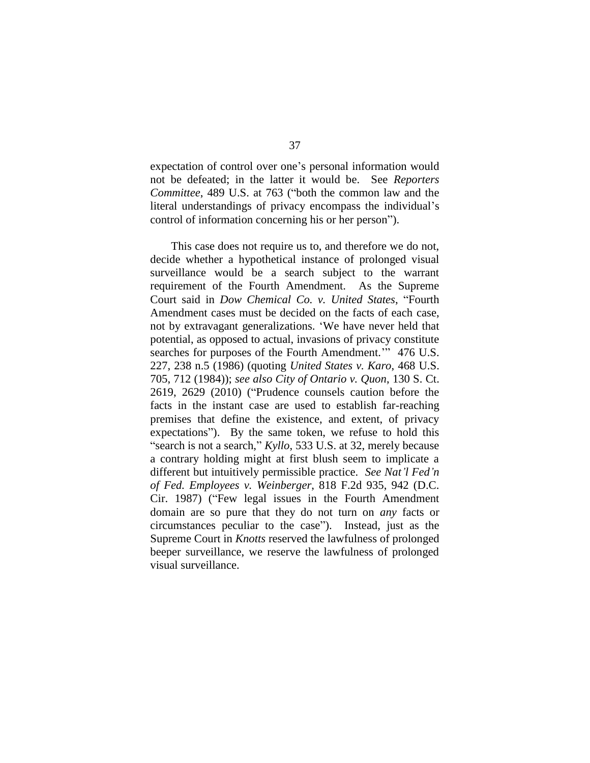expectation of control over one's personal information would not be defeated; in the latter it would be. See *Reporters Committee*, 489 U.S. at 763 ("both the common law and the literal understandings of privacy encompass the individual's control of information concerning his or her person").

This case does not require us to, and therefore we do not, decide whether a hypothetical instance of prolonged visual surveillance would be a search subject to the warrant requirement of the Fourth Amendment. As the Supreme Court said in *Dow Chemical Co. v. United States*, "Fourth Amendment cases must be decided on the facts of each case, not by extravagant generalizations. 'We have never held that potential, as opposed to actual, invasions of privacy constitute searches for purposes of the Fourth Amendment.'" 476 U.S. 227, 238 n.5 (1986) (quoting *United States v. Karo*, 468 U.S. 705, 712 (1984)); *see also City of Ontario v. Quon*, 130 S. Ct. 2619, 2629 (2010) ("Prudence counsels caution before the facts in the instant case are used to establish far-reaching premises that define the existence, and extent, of privacy expectations"). By the same token, we refuse to hold this "search is not a search," *Kyllo*, 533 U.S. at 32, merely because a contrary holding might at first blush seem to implicate a different but intuitively permissible practice. *See Nat'l Fed'n of Fed. Employees v. Weinberger*, 818 F.2d 935, 942 (D.C. Cir. 1987) ("Few legal issues in the Fourth Amendment domain are so pure that they do not turn on *any* facts or circumstances peculiar to the case"). Instead, just as the Supreme Court in *Knotts* reserved the lawfulness of prolonged beeper surveillance, we reserve the lawfulness of prolonged visual surveillance.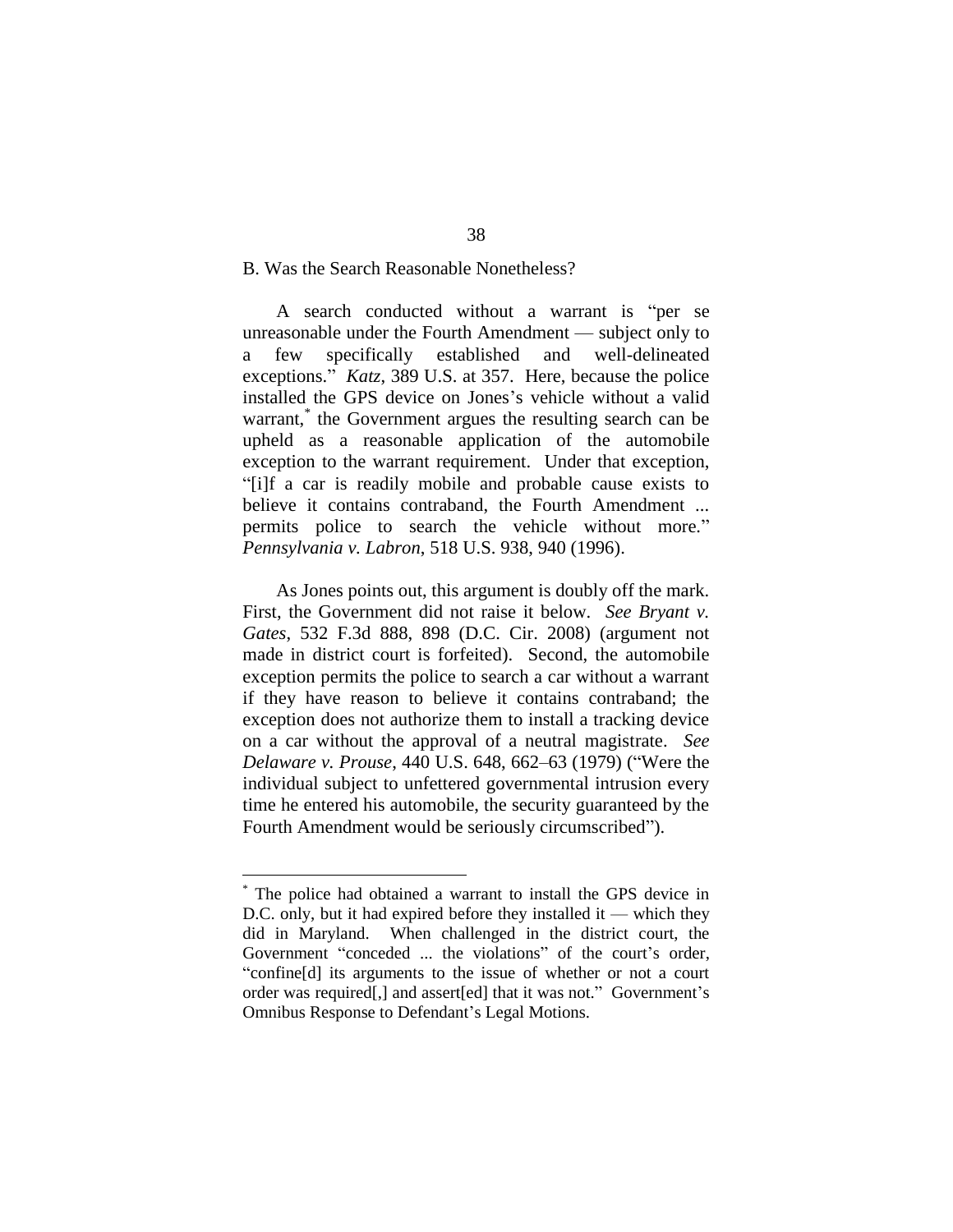### B. Was the Search Reasonable Nonetheless?

A search conducted without a warrant is "per se unreasonable under the Fourth Amendment — subject only to a few specifically established and well-delineated exceptions." *Katz*, 389 U.S. at 357. Here, because the police installed the GPS device on Jones's vehicle without a valid warrant,* the Government argues the resulting search can be upheld as a reasonable application of the automobile exception to the warrant requirement. Under that exception, "[i]f a car is readily mobile and probable cause exists to believe it contains contraband, the Fourth Amendment ... permits police to search the vehicle without more." *Pennsylvania v. Labron*, 518 U.S. 938, 940 (1996).

As Jones points out, this argument is doubly off the mark. First, the Government did not raise it below. *See Bryant v. Gates*, 532 F.3d 888, 898 (D.C. Cir. 2008) (argument not made in district court is forfeited). Second, the automobile exception permits the police to search a car without a warrant if they have reason to believe it contains contraband; the exception does not authorize them to install a tracking device on a car without the approval of a neutral magistrate. *See Delaware v. Prouse*, 440 U.S. 648, 662–63 (1979) ("Were the individual subject to unfettered governmental intrusion every time he entered his automobile, the security guaranteed by the Fourth Amendment would be seriously circumscribed").

---

* The police had obtained a warrant to install the GPS device in D.C. only, but it had expired before they installed it — which they did in Maryland. When challenged in the district court, the Government "conceded ... the violations" of the court's order, "confine[d] its arguments to the issue of whether or not a court order was required[,] and assert[ed] that it was not." Government's Omnibus Response to Defendant's Legal Motions.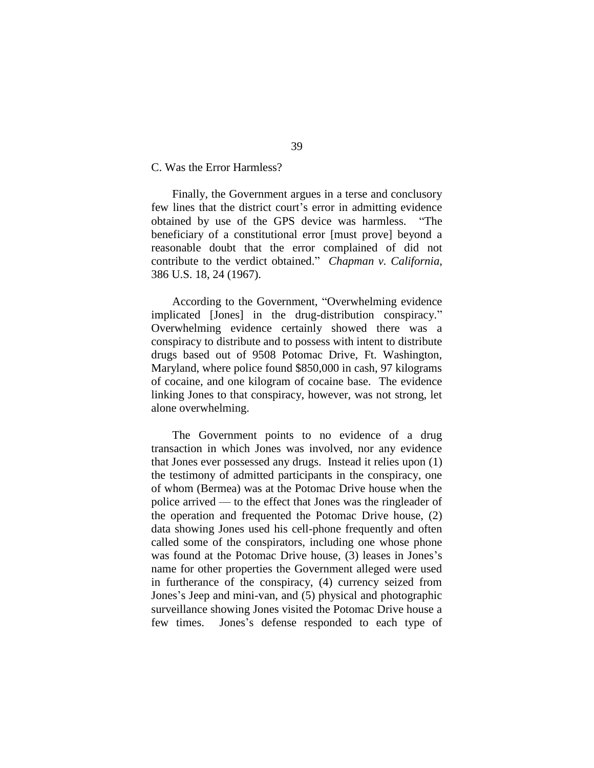C. Was the Error Harmless?

Finally, the Government argues in a terse and conclusory few lines that the district court's error in admitting evidence obtained by use of the GPS device was harmless. "The beneficiary of a constitutional error [must prove] beyond a reasonable doubt that the error complained of did not contribute to the verdict obtained." *Chapman v. California*, 386 U.S. 18, 24 (1967).

According to the Government, "Overwhelming evidence implicated [Jones] in the drug-distribution conspiracy." Overwhelming evidence certainly showed there was a conspiracy to distribute and to possess with intent to distribute drugs based out of 9508 Potomac Drive, Ft. Washington, Maryland, where police found $850,000 in cash, 97 kilograms of cocaine, and one kilogram of cocaine base. The evidence linking Jones to that conspiracy, however, was not strong, let alone overwhelming.

The Government points to no evidence of a drug transaction in which Jones was involved, nor any evidence that Jones ever possessed any drugs. Instead it relies upon (1) the testimony of admitted participants in the conspiracy, one of whom (Bermea) was at the Potomac Drive house when the police arrived — to the effect that Jones was the ringleader of the operation and frequented the Potomac Drive house, (2) data showing Jones used his cell-phone frequently and often called some of the conspirators, including one whose phone was found at the Potomac Drive house, (3) leases in Jones's name for other properties the Government alleged were used in furtherance of the conspiracy, (4) currency seized from Jones's Jeep and mini-van, and (5) physical and photographic surveillance showing Jones visited the Potomac Drive house a few times. Jones's defense responded to each type of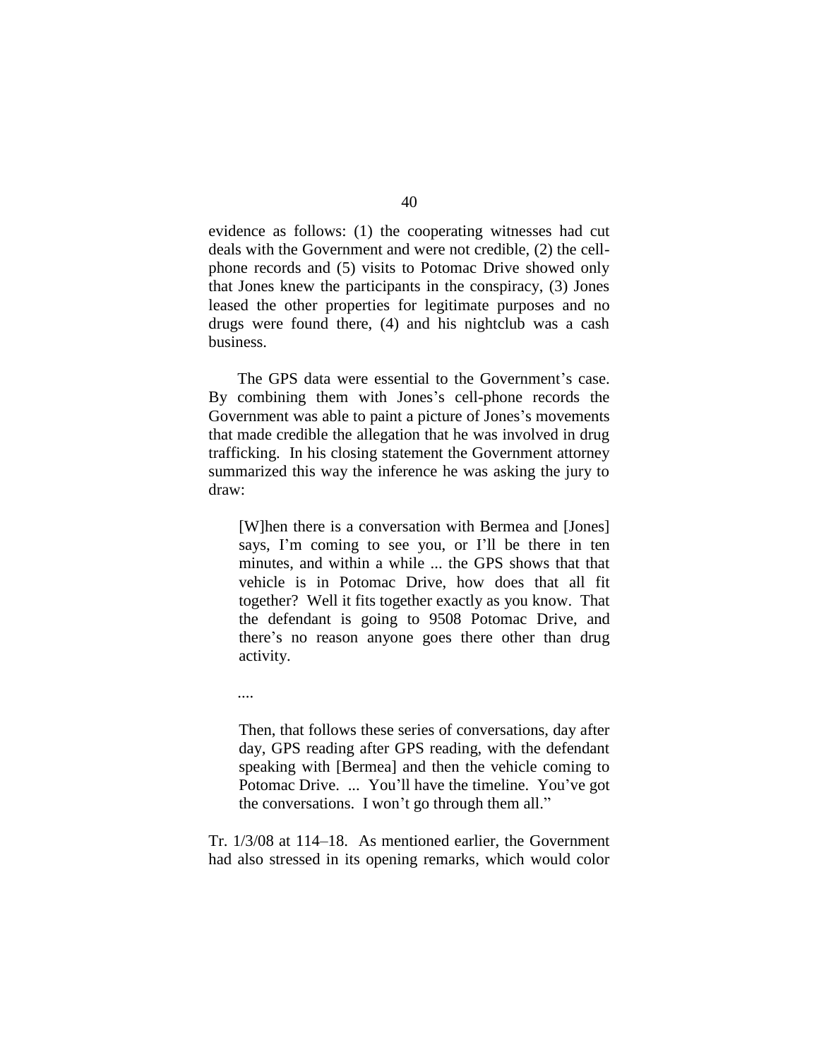evidence as follows: (1) the cooperating witnesses had cut deals with the Government and were not credible, (2) the cell-phone records and (5) visits to Potomac Drive showed only that Jones knew the participants in the conspiracy, (3) Jones leased the other properties for legitimate purposes and no drugs were found there, (4) and his nightclub was a cash business.

The GPS data were essential to the Government's case. By combining them with Jones's cell-phone records the Government was able to paint a picture of Jones's movements that made credible the allegation that he was involved in drug trafficking. In his closing statement the Government attorney summarized this way the inference he was asking the jury to draw:

> [W]hen there is a conversation with Bermea and [Jones] says, I'm coming to see you, or I'll be there in ten minutes, and within a while ... the GPS shows that that vehicle is in Potomac Drive, how does that all fit together? Well it fits together exactly as you know. That the defendant is going to 9508 Potomac Drive, and there's no reason anyone goes there other than drug activity.
>
> ....
>
> Then, that follows these series of conversations, day after day, GPS reading after GPS reading, with the defendant speaking with [Bermea] and then the vehicle coming to Potomac Drive. ... You'll have the timeline. You've got the conversations. I won't go through them all."

Tr. 1/3/08 at 114–18. As mentioned earlier, the Government had also stressed in its opening remarks, which would color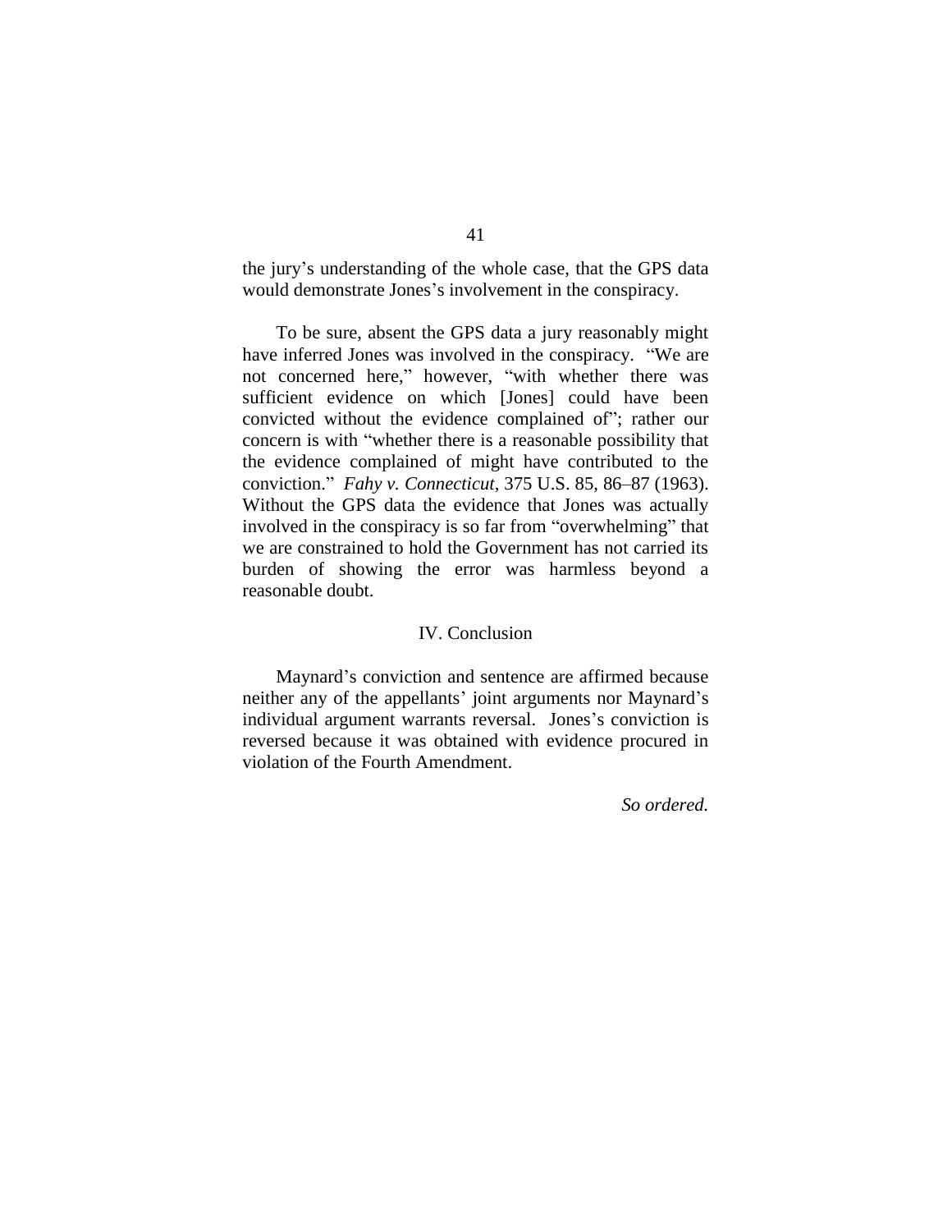the jury's understanding of the whole case, that the GPS data would demonstrate Jones's involvement in the conspiracy.

To be sure, absent the GPS data a jury reasonably might have inferred Jones was involved in the conspiracy. "We are not concerned here," however, "with whether there was sufficient evidence on which [Jones] could have been convicted without the evidence complained of"; rather our concern is with "whether there is a reasonable possibility that the evidence complained of might have contributed to the conviction." *Fahy v. Connecticut*, 375 U.S. 85, 86–87 (1963). Without the GPS data the evidence that Jones was actually involved in the conspiracy is so far from "overwhelming" that we are constrained to hold the Government has not carried its burden of showing the error was harmless beyond a reasonable doubt.

## IV. Conclusion

Maynard's conviction and sentence are affirmed because neither any of the appellants' joint arguments nor Maynard's individual argument warrants reversal. Jones's conviction is reversed because it was obtained with evidence procured in violation of the Fourth Amendment.

*So ordered.*